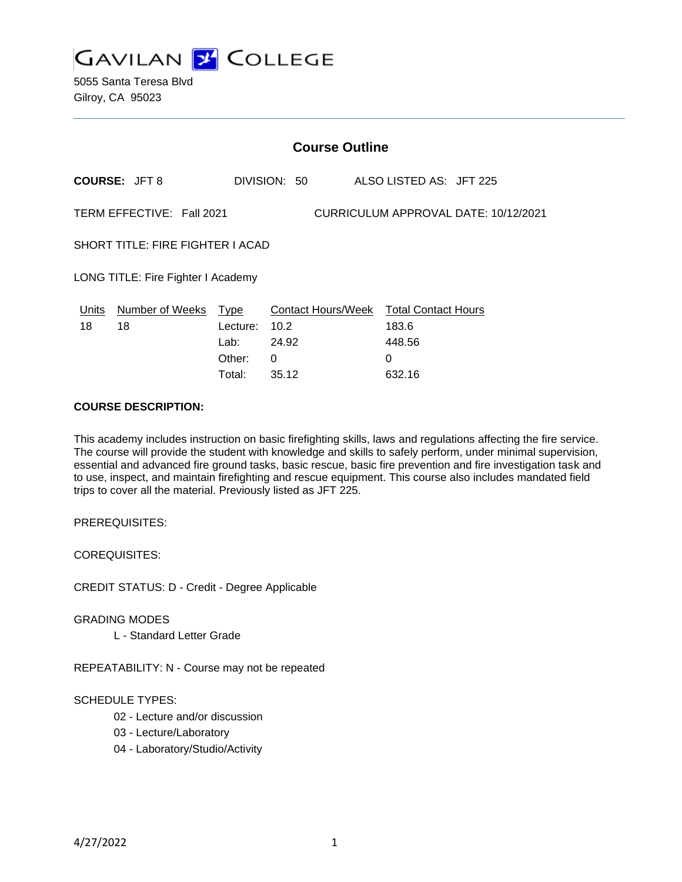# GAVILAN COLLEGE

5055 Santa Teresa Blvd
Gilroy, CA 95023

## Course Outline

**COURSE:** JFT 8 DIVISION: 50 ALSO LISTED AS: JFT 225

TERM EFFECTIVE: Fall 2021 CURRICULUM APPROVAL DATE: 10/12/2021

SHORT TITLE: FIRE FIGHTER I ACAD

LONG TITLE: Fire Fighter I Academy

| Units | Number of Weeks | Type | Contact Hours/Week | Total Contact Hours |
|---|---|---|---|---|
| 18 | 18 | Lecture: | 10.2 | 183.6 |
| | | Lab: | 24.92 | 448.56 |
| | | Other: | 0 | 0 |
| | | Total: | 35.12 | 632.16 |

**COURSE DESCRIPTION:**

This academy includes instruction on basic firefighting skills, laws and regulations affecting the fire service. The course will provide the student with knowledge and skills to safely perform, under minimal supervision, essential and advanced fire ground tasks, basic rescue, basic fire prevention and fire investigation task and to use, inspect, and maintain firefighting and rescue equipment. This course also includes mandated field trips to cover all the material. Previously listed as JFT 225.

PREREQUISITES:

COREQUISITES:

CREDIT STATUS: D - Credit - Degree Applicable

GRADING MODES

L - Standard Letter Grade

REPEATABILITY: N - Course may not be repeated

SCHEDULE TYPES:

02 - Lecture and/or discussion
03 - Lecture/Laboratory
04 - Laboratory/Studio/Activity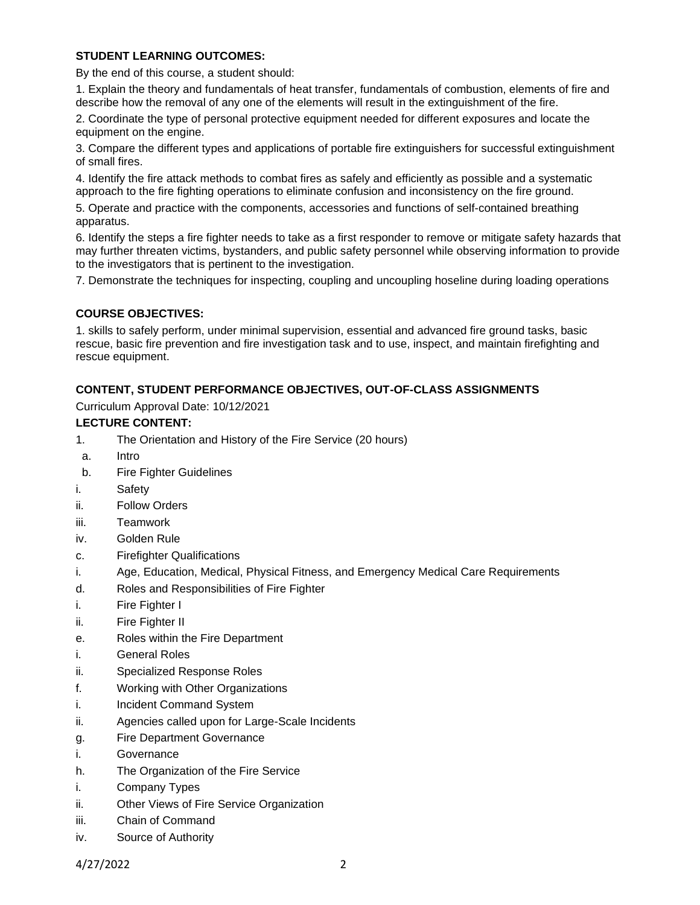**STUDENT LEARNING OUTCOMES:**

By the end of this course, a student should:

1. Explain the theory and fundamentals of heat transfer, fundamentals of combustion, elements of fire and describe how the removal of any one of the elements will result in the extinguishment of the fire.

2. Coordinate the type of personal protective equipment needed for different exposures and locate the equipment on the engine.

3. Compare the different types and applications of portable fire extinguishers for successful extinguishment of small fires.

4. Identify the fire attack methods to combat fires as safely and efficiently as possible and a systematic approach to the fire fighting operations to eliminate confusion and inconsistency on the fire ground.

5. Operate and practice with the components, accessories and functions of self-contained breathing apparatus.

6. Identify the steps a fire fighter needs to take as a first responder to remove or mitigate safety hazards that may further threaten victims, bystanders, and public safety personnel while observing information to provide to the investigators that is pertinent to the investigation.

7. Demonstrate the techniques for inspecting, coupling and uncoupling hoseline during loading operations

**COURSE OBJECTIVES:**

1. skills to safely perform, under minimal supervision, essential and advanced fire ground tasks, basic rescue, basic fire prevention and fire investigation task and to use, inspect, and maintain firefighting and rescue equipment.

**CONTENT, STUDENT PERFORMANCE OBJECTIVES, OUT-OF-CLASS ASSIGNMENTS**

Curriculum Approval Date: 10/12/2021

**LECTURE CONTENT:**

1. The Orientation and History of the Fire Service (20 hours)
   a. Intro
   b. Fire Fighter Guidelines
      i. Safety
      ii. Follow Orders
      iii. Teamwork
      iv. Golden Rule
   c. Firefighter Qualifications
      i. Age, Education, Medical, Physical Fitness, and Emergency Medical Care Requirements
   d. Roles and Responsibilities of Fire Fighter
      i. Fire Fighter I
      ii. Fire Fighter II
   e. Roles within the Fire Department
      i. General Roles
      ii. Specialized Response Roles
   f. Working with Other Organizations
      i. Incident Command System
      ii. Agencies called upon for Large-Scale Incidents
   g. Fire Department Governance
      i. Governance
   h. The Organization of the Fire Service
      i. Company Types
      ii. Other Views of Fire Service Organization
      iii. Chain of Command
      iv. Source of Authority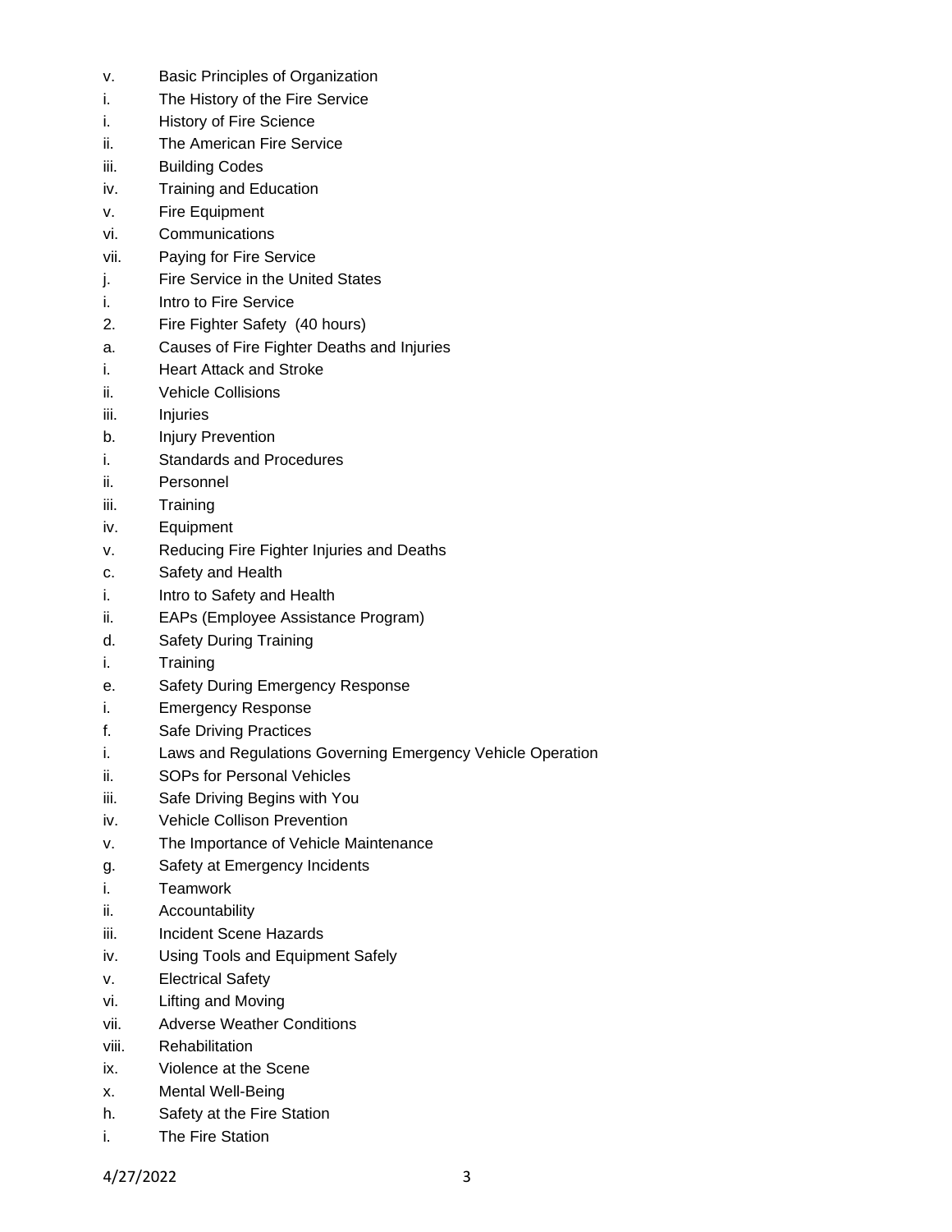v. Basic Principles of Organization

i. The History of the Fire Service

i. History of Fire Science

ii. The American Fire Service

iii. Building Codes

iv. Training and Education

v. Fire Equipment

vi. Communications

vii. Paying for Fire Service

j. Fire Service in the United States

i. Intro to Fire Service

2. Fire Fighter Safety (40 hours)

a. Causes of Fire Fighter Deaths and Injuries

i. Heart Attack and Stroke

ii. Vehicle Collisions

iii. Injuries

b. Injury Prevention

i. Standards and Procedures

ii. Personnel

iii. Training

iv. Equipment

v. Reducing Fire Fighter Injuries and Deaths

c. Safety and Health

i. Intro to Safety and Health

ii. EAPs (Employee Assistance Program)

d. Safety During Training

i. Training

e. Safety During Emergency Response

i. Emergency Response

f. Safe Driving Practices

i. Laws and Regulations Governing Emergency Vehicle Operation

ii. SOPs for Personal Vehicles

iii. Safe Driving Begins with You

iv. Vehicle Collison Prevention

v. The Importance of Vehicle Maintenance

g. Safety at Emergency Incidents

i. Teamwork

ii. Accountability

iii. Incident Scene Hazards

iv. Using Tools and Equipment Safely

v. Electrical Safety

vi. Lifting and Moving

vii. Adverse Weather Conditions

viii. Rehabilitation

ix. Violence at the Scene

x. Mental Well-Being

h. Safety at the Fire Station

i. The Fire Station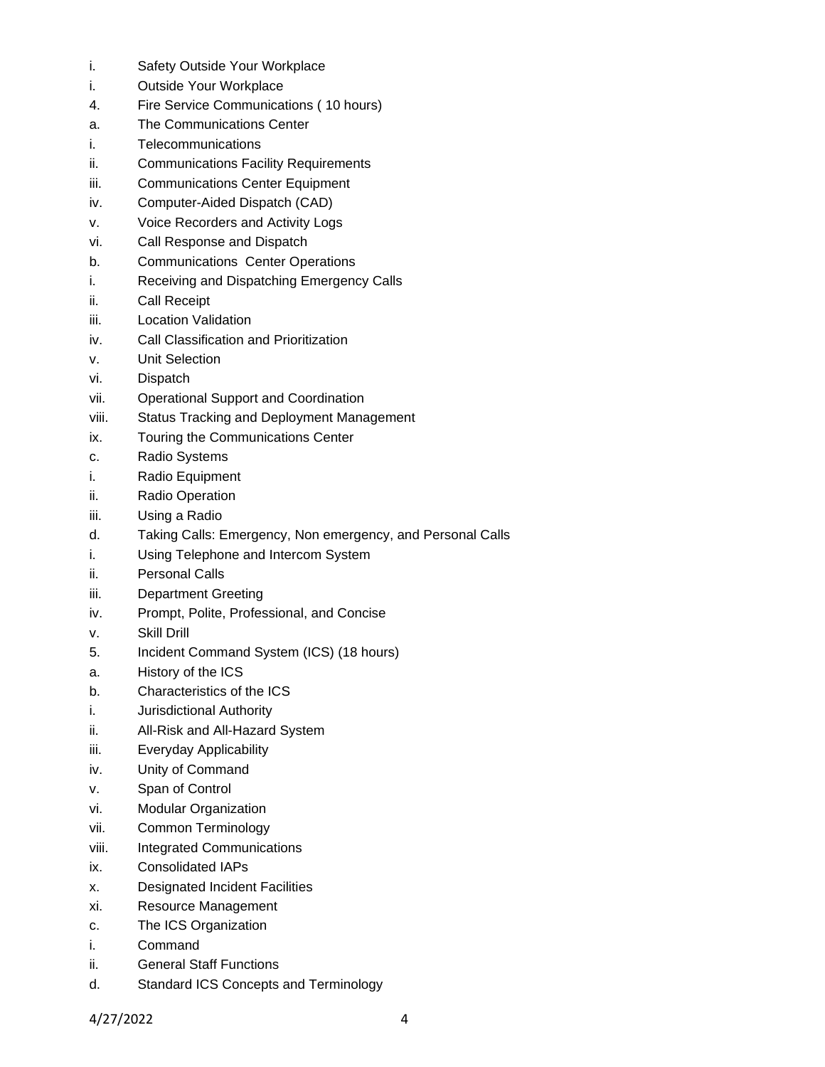i. Safety Outside Your Workplace

i. Outside Your Workplace

4. Fire Service Communications ( 10 hours)

a. The Communications Center

i. Telecommunications

ii. Communications Facility Requirements

iii. Communications Center Equipment

iv. Computer-Aided Dispatch (CAD)

v. Voice Recorders and Activity Logs

vi. Call Response and Dispatch

b. Communications Center Operations

i. Receiving and Dispatching Emergency Calls

ii. Call Receipt

iii. Location Validation

iv. Call Classification and Prioritization

v. Unit Selection

vi. Dispatch

vii. Operational Support and Coordination

viii. Status Tracking and Deployment Management

ix. Touring the Communications Center

c. Radio Systems

i. Radio Equipment

ii. Radio Operation

iii. Using a Radio

d. Taking Calls: Emergency, Non emergency, and Personal Calls

i. Using Telephone and Intercom System

ii. Personal Calls

iii. Department Greeting

iv. Prompt, Polite, Professional, and Concise

v. Skill Drill

5. Incident Command System (ICS) (18 hours)

a. History of the ICS

b. Characteristics of the ICS

i. Jurisdictional Authority

ii. All-Risk and All-Hazard System

iii. Everyday Applicability

iv. Unity of Command

v. Span of Control

vi. Modular Organization

vii. Common Terminology

viii. Integrated Communications

ix. Consolidated IAPs

x. Designated Incident Facilities

xi. Resource Management

c. The ICS Organization

i. Command

ii. General Staff Functions

d. Standard ICS Concepts and Terminology

4/27/2022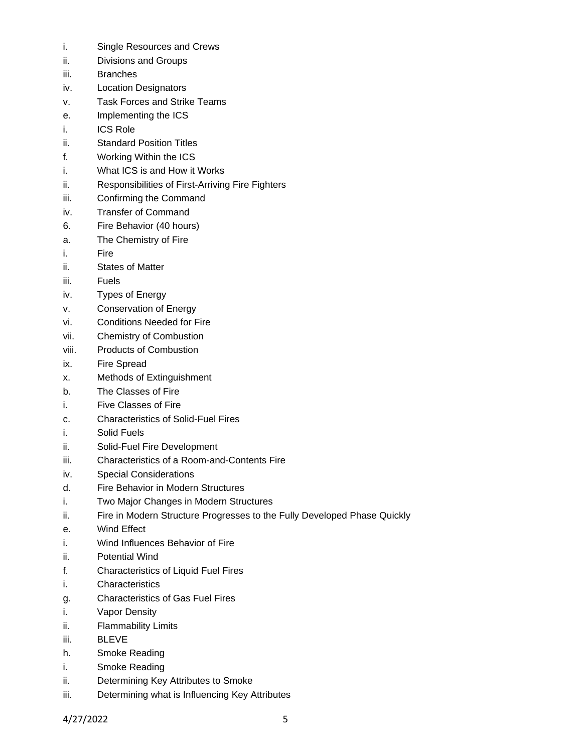i. Single Resources and Crews
ii. Divisions and Groups
iii. Branches
iv. Location Designators
v. Task Forces and Strike Teams
e. Implementing the ICS
i. ICS Role
ii. Standard Position Titles
f. Working Within the ICS
i. What ICS is and How it Works
ii. Responsibilities of First-Arriving Fire Fighters
iii. Confirming the Command
iv. Transfer of Command
6. Fire Behavior (40 hours)
a. The Chemistry of Fire
i. Fire
ii. States of Matter
iii. Fuels
iv. Types of Energy
v. Conservation of Energy
vi. Conditions Needed for Fire
vii. Chemistry of Combustion
viii. Products of Combustion
ix. Fire Spread
x. Methods of Extinguishment
b. The Classes of Fire
i. Five Classes of Fire
c. Characteristics of Solid-Fuel Fires
i. Solid Fuels
ii. Solid-Fuel Fire Development
iii. Characteristics of a Room-and-Contents Fire
iv. Special Considerations
d. Fire Behavior in Modern Structures
i. Two Major Changes in Modern Structures
ii. Fire in Modern Structure Progresses to the Fully Developed Phase Quickly
e. Wind Effect
i. Wind Influences Behavior of Fire
ii. Potential Wind
f. Characteristics of Liquid Fuel Fires
i. Characteristics
g. Characteristics of Gas Fuel Fires
i. Vapor Density
ii. Flammability Limits
iii. BLEVE
h. Smoke Reading
i. Smoke Reading
ii. Determining Key Attributes to Smoke
iii. Determining what is Influencing Key Attributes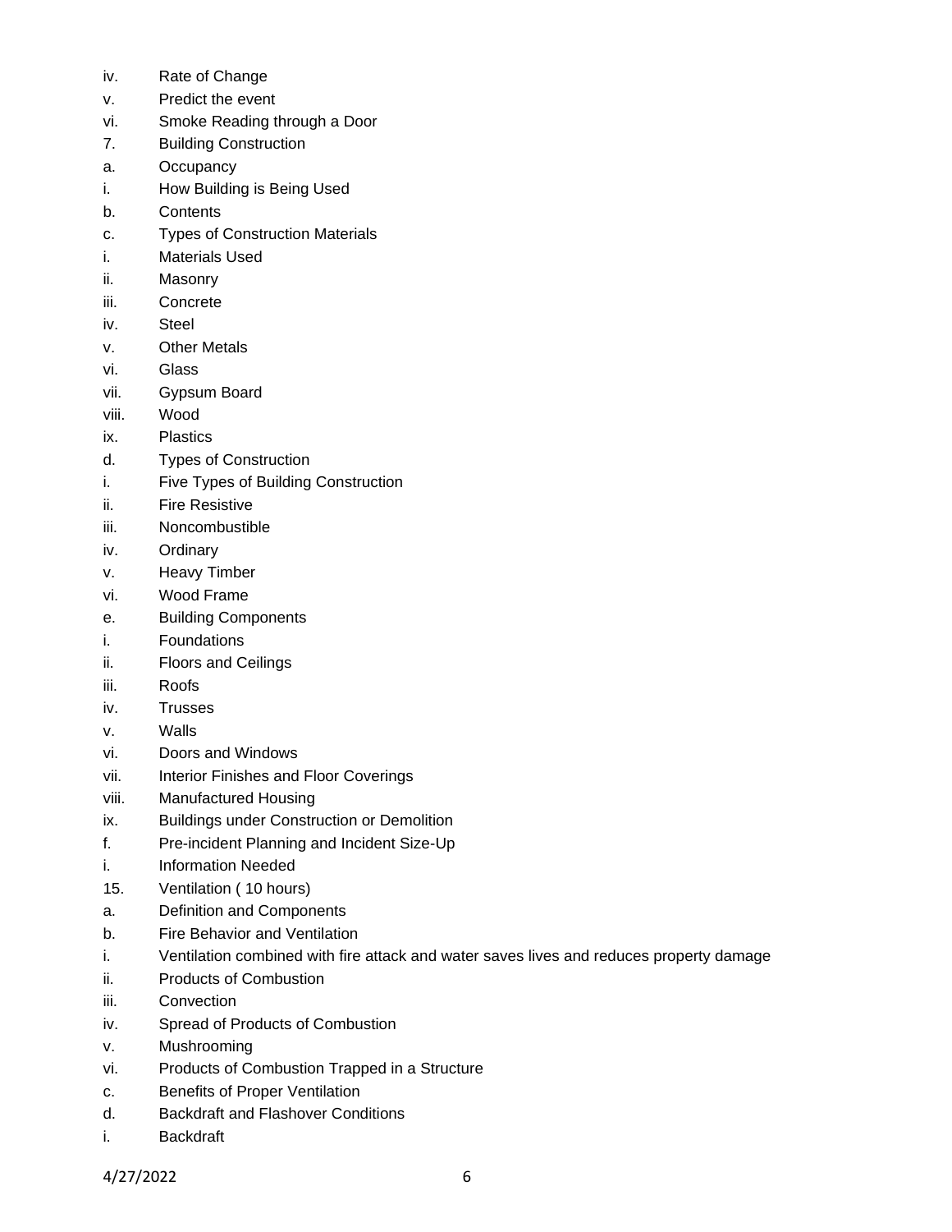iv. Rate of Change
v. Predict the event
vi. Smoke Reading through a Door
7. Building Construction
a. Occupancy
i. How Building is Being Used
b. Contents
c. Types of Construction Materials
i. Materials Used
ii. Masonry
iii. Concrete
iv. Steel
v. Other Metals
vi. Glass
vii. Gypsum Board
viii. Wood
ix. Plastics
d. Types of Construction
i. Five Types of Building Construction
ii. Fire Resistive
iii. Noncombustible
iv. Ordinary
v. Heavy Timber
vi. Wood Frame
e. Building Components
i. Foundations
ii. Floors and Ceilings
iii. Roofs
iv. Trusses
v. Walls
vi. Doors and Windows
vii. Interior Finishes and Floor Coverings
viii. Manufactured Housing
ix. Buildings under Construction or Demolition
f. Pre-incident Planning and Incident Size-Up
i. Information Needed
15. Ventilation ( 10 hours)
a. Definition and Components
b. Fire Behavior and Ventilation
i. Ventilation combined with fire attack and water saves lives and reduces property damage
ii. Products of Combustion
iii. Convection
iv. Spread of Products of Combustion
v. Mushrooming
vi. Products of Combustion Trapped in a Structure
c. Benefits of Proper Ventilation
d. Backdraft and Flashover Conditions
i. Backdraft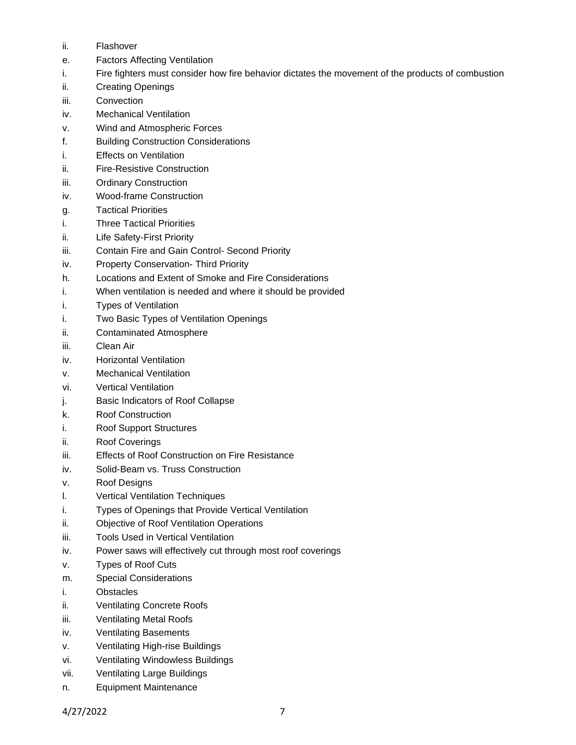ii. Flashover

e. Factors Affecting Ventilation

i. Fire fighters must consider how fire behavior dictates the movement of the products of combustion

ii. Creating Openings

iii. Convection

iv. Mechanical Ventilation

v. Wind and Atmospheric Forces

f. Building Construction Considerations

i. Effects on Ventilation

ii. Fire-Resistive Construction

iii. Ordinary Construction

iv. Wood-frame Construction

g. Tactical Priorities

i. Three Tactical Priorities

ii. Life Safety-First Priority

iii. Contain Fire and Gain Control- Second Priority

iv. Property Conservation- Third Priority

h. Locations and Extent of Smoke and Fire Considerations

i. When ventilation is needed and where it should be provided

i. Types of Ventilation

i. Two Basic Types of Ventilation Openings

ii. Contaminated Atmosphere

iii. Clean Air

iv. Horizontal Ventilation

v. Mechanical Ventilation

vi. Vertical Ventilation

j. Basic Indicators of Roof Collapse

k. Roof Construction

i. Roof Support Structures

ii. Roof Coverings

iii. Effects of Roof Construction on Fire Resistance

iv. Solid-Beam vs. Truss Construction

v. Roof Designs

l. Vertical Ventilation Techniques

i. Types of Openings that Provide Vertical Ventilation

ii. Objective of Roof Ventilation Operations

iii. Tools Used in Vertical Ventilation

iv. Power saws will effectively cut through most roof coverings

v. Types of Roof Cuts

m. Special Considerations

i. Obstacles

ii. Ventilating Concrete Roofs

iii. Ventilating Metal Roofs

iv. Ventilating Basements

v. Ventilating High-rise Buildings

vi. Ventilating Windowless Buildings

vii. Ventilating Large Buildings

n. Equipment Maintenance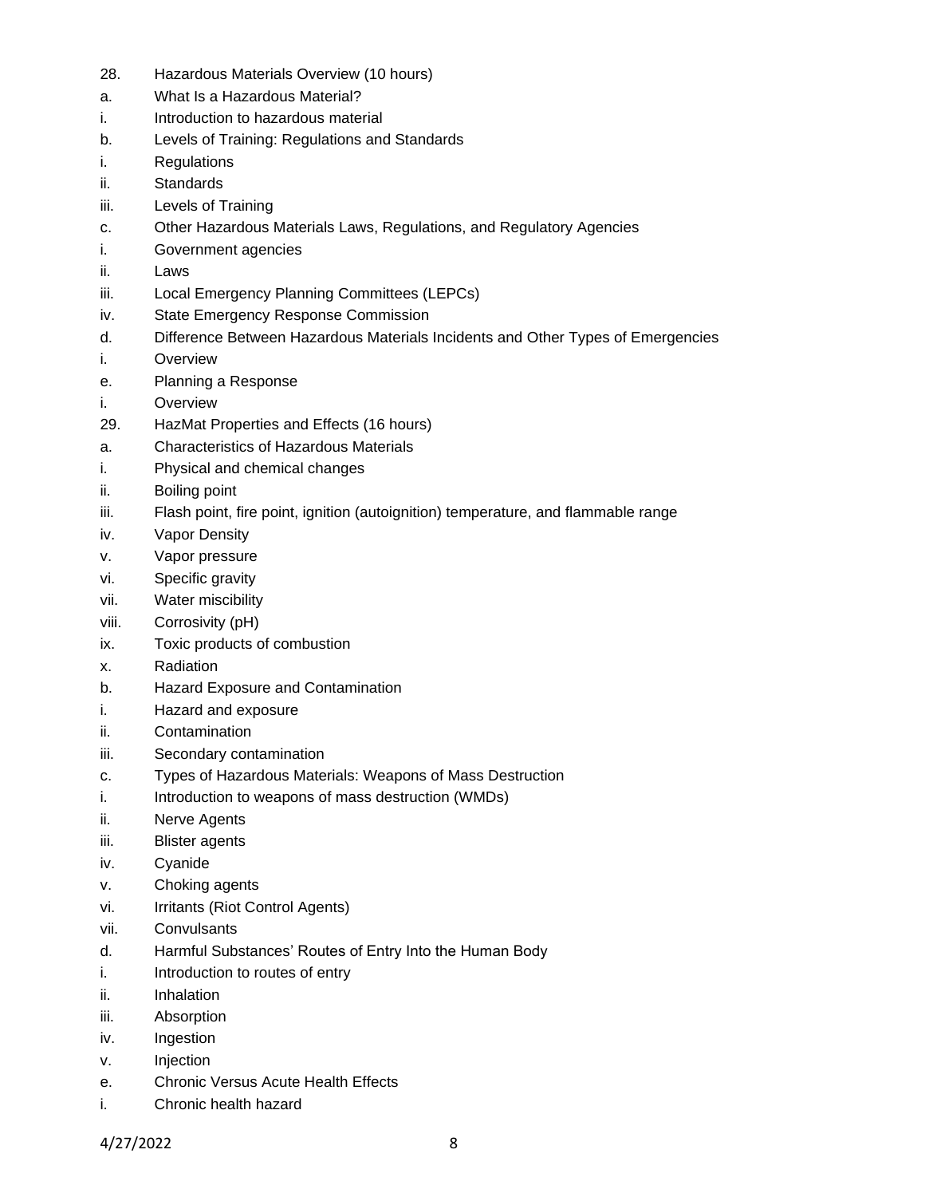28. Hazardous Materials Overview (10 hours)
a. What Is a Hazardous Material?
i. Introduction to hazardous material
b. Levels of Training: Regulations and Standards
i. Regulations
ii. Standards
iii. Levels of Training
c. Other Hazardous Materials Laws, Regulations, and Regulatory Agencies
i. Government agencies
ii. Laws
iii. Local Emergency Planning Committees (LEPCs)
iv. State Emergency Response Commission
d. Difference Between Hazardous Materials Incidents and Other Types of Emergencies
i. Overview
e. Planning a Response
i. Overview
29. HazMat Properties and Effects (16 hours)
a. Characteristics of Hazardous Materials
i. Physical and chemical changes
ii. Boiling point
iii. Flash point, fire point, ignition (autoignition) temperature, and flammable range
iv. Vapor Density
v. Vapor pressure
vi. Specific gravity
vii. Water miscibility
viii. Corrosivity (pH)
ix. Toxic products of combustion
x. Radiation
b. Hazard Exposure and Contamination
i. Hazard and exposure
ii. Contamination
iii. Secondary contamination
c. Types of Hazardous Materials: Weapons of Mass Destruction
i. Introduction to weapons of mass destruction (WMDs)
ii. Nerve Agents
iii. Blister agents
iv. Cyanide
v. Choking agents
vi. Irritants (Riot Control Agents)
vii. Convulsants
d. Harmful Substances' Routes of Entry Into the Human Body
i. Introduction to routes of entry
ii. Inhalation
iii. Absorption
iv. Ingestion
v. Injection
e. Chronic Versus Acute Health Effects
i. Chronic health hazard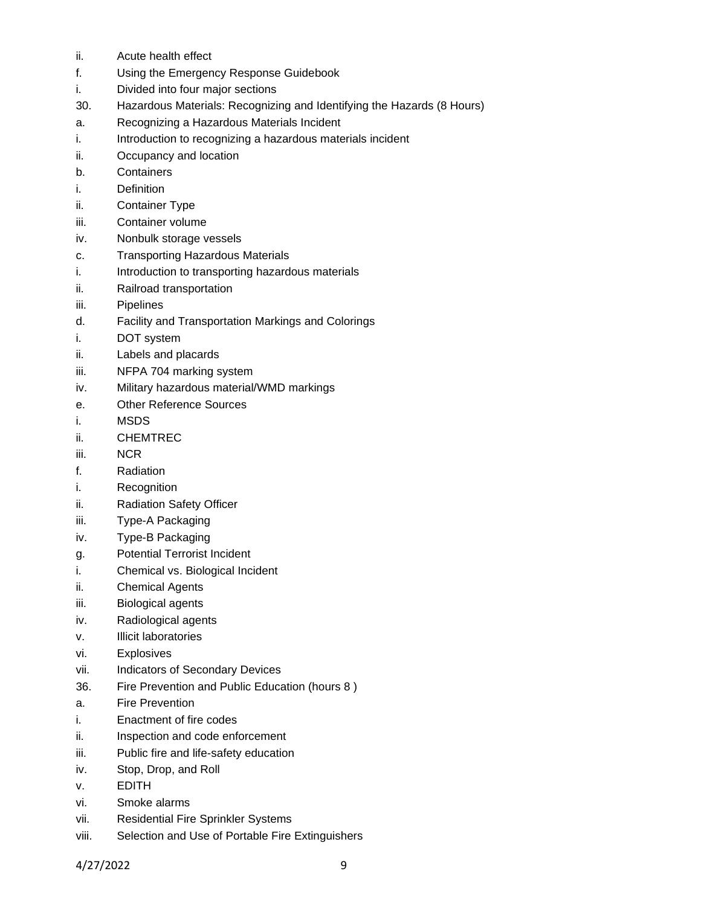ii. Acute health effect

f. Using the Emergency Response Guidebook

i. Divided into four major sections

30. Hazardous Materials: Recognizing and Identifying the Hazards (8 Hours)

a. Recognizing a Hazardous Materials Incident

i. Introduction to recognizing a hazardous materials incident

ii. Occupancy and location

b. Containers

i. Definition

ii. Container Type

iii. Container volume

iv. Nonbulk storage vessels

c. Transporting Hazardous Materials

i. Introduction to transporting hazardous materials

ii. Railroad transportation

iii. Pipelines

d. Facility and Transportation Markings and Colorings

i. DOT system

ii. Labels and placards

iii. NFPA 704 marking system

iv. Military hazardous material/WMD markings

e. Other Reference Sources

i. MSDS

ii. CHEMTREC

iii. NCR

f. Radiation

i. Recognition

ii. Radiation Safety Officer

iii. Type-A Packaging

iv. Type-B Packaging

g. Potential Terrorist Incident

i. Chemical vs. Biological Incident

ii. Chemical Agents

iii. Biological agents

iv. Radiological agents

v. Illicit laboratories

vi. Explosives

vii. Indicators of Secondary Devices

36. Fire Prevention and Public Education (hours 8 )

a. Fire Prevention

i. Enactment of fire codes

ii. Inspection and code enforcement

iii. Public fire and life-safety education

iv. Stop, Drop, and Roll

v. EDITH

vi. Smoke alarms

vii. Residential Fire Sprinkler Systems

viii. Selection and Use of Portable Fire Extinguishers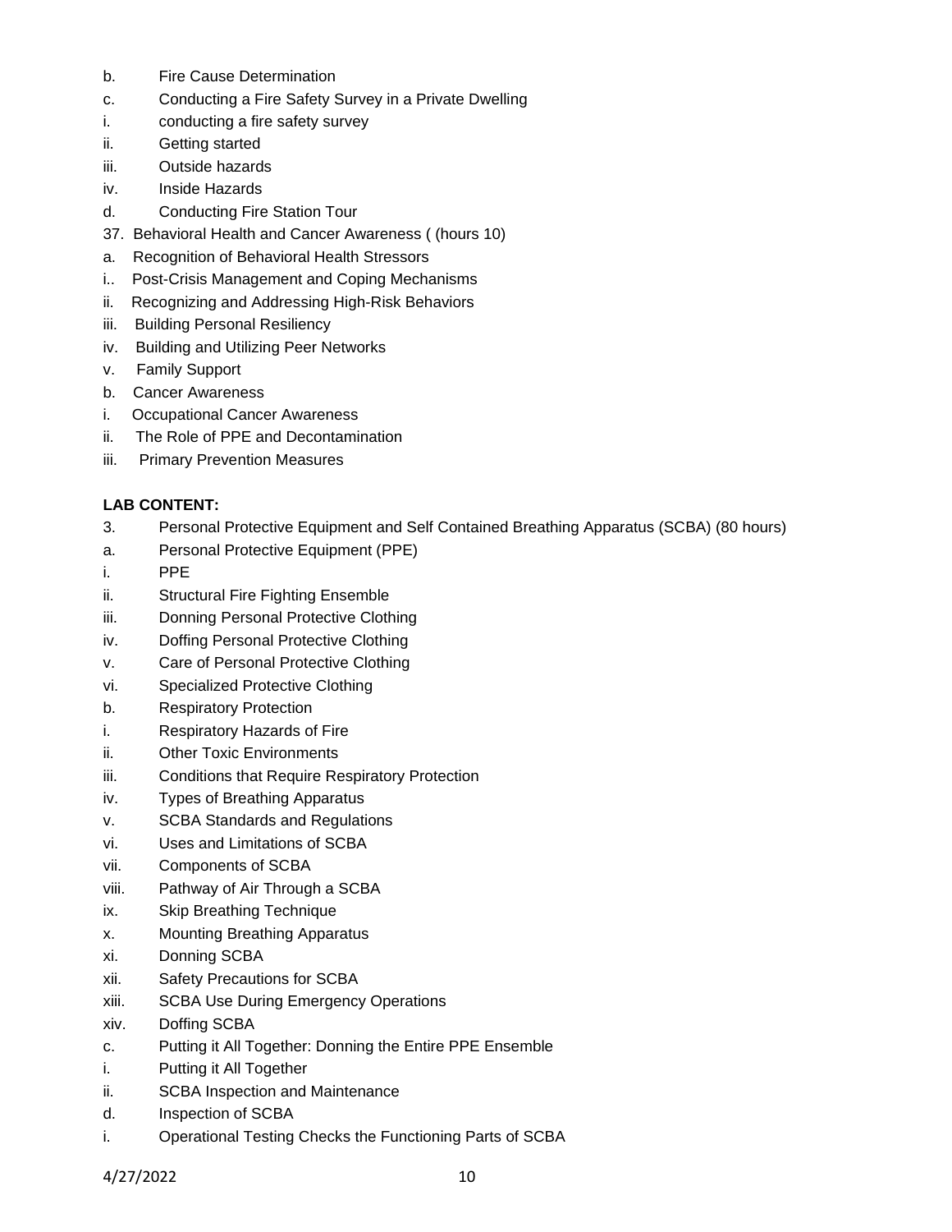b. Fire Cause Determination

c. Conducting a Fire Safety Survey in a Private Dwelling

i. conducting a fire safety survey

ii. Getting started

iii. Outside hazards

iv. Inside Hazards

d. Conducting Fire Station Tour

37. Behavioral Health and Cancer Awareness ( (hours 10)

a. Recognition of Behavioral Health Stressors

i.. Post-Crisis Management and Coping Mechanisms

ii. Recognizing and Addressing High-Risk Behaviors

iii. Building Personal Resiliency

iv. Building and Utilizing Peer Networks

v. Family Support

b. Cancer Awareness

i. Occupational Cancer Awareness

ii. The Role of PPE and Decontamination

iii. Primary Prevention Measures

**LAB CONTENT:**

3. Personal Protective Equipment and Self Contained Breathing Apparatus (SCBA) (80 hours)

a. Personal Protective Equipment (PPE)

i. PPE

ii. Structural Fire Fighting Ensemble

iii. Donning Personal Protective Clothing

iv. Doffing Personal Protective Clothing

v. Care of Personal Protective Clothing

vi. Specialized Protective Clothing

b. Respiratory Protection

i. Respiratory Hazards of Fire

ii. Other Toxic Environments

iii. Conditions that Require Respiratory Protection

iv. Types of Breathing Apparatus

v. SCBA Standards and Regulations

vi. Uses and Limitations of SCBA

vii. Components of SCBA

viii. Pathway of Air Through a SCBA

ix. Skip Breathing Technique

x. Mounting Breathing Apparatus

xi. Donning SCBA

xii. Safety Precautions for SCBA

xiii. SCBA Use During Emergency Operations

xiv. Doffing SCBA

c. Putting it All Together: Donning the Entire PPE Ensemble

i. Putting it All Together

ii. SCBA Inspection and Maintenance

d. Inspection of SCBA

i. Operational Testing Checks the Functioning Parts of SCBA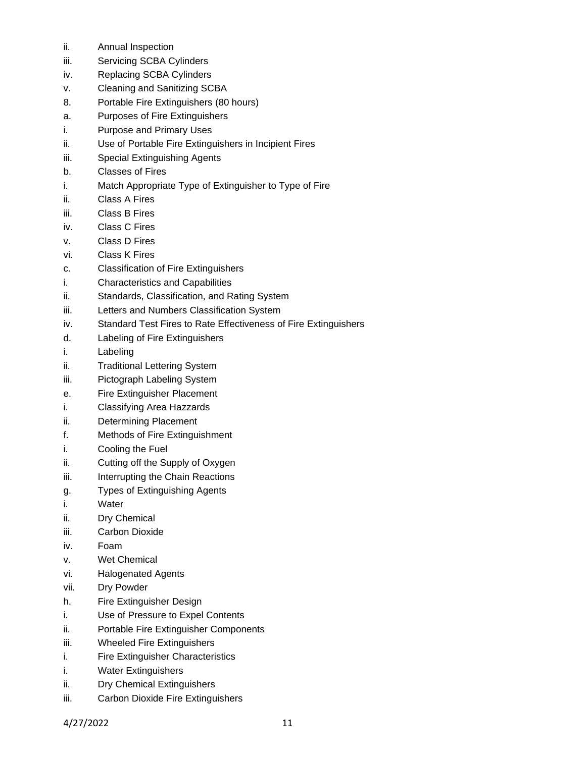ii. Annual Inspection
iii. Servicing SCBA Cylinders
iv. Replacing SCBA Cylinders
v. Cleaning and Sanitizing SCBA
8. Portable Fire Extinguishers (80 hours)
a. Purposes of Fire Extinguishers
i. Purpose and Primary Uses
ii. Use of Portable Fire Extinguishers in Incipient Fires
iii. Special Extinguishing Agents
b. Classes of Fires
i. Match Appropriate Type of Extinguisher to Type of Fire
ii. Class A Fires
iii. Class B Fires
iv. Class C Fires
v. Class D Fires
vi. Class K Fires
c. Classification of Fire Extinguishers
i. Characteristics and Capabilities
ii. Standards, Classification, and Rating System
iii. Letters and Numbers Classification System
iv. Standard Test Fires to Rate Effectiveness of Fire Extinguishers
d. Labeling of Fire Extinguishers
i. Labeling
ii. Traditional Lettering System
iii. Pictograph Labeling System
e. Fire Extinguisher Placement
i. Classifying Area Hazzards
ii. Determining Placement
f. Methods of Fire Extinguishment
i. Cooling the Fuel
ii. Cutting off the Supply of Oxygen
iii. Interrupting the Chain Reactions
g. Types of Extinguishing Agents
i. Water
ii. Dry Chemical
iii. Carbon Dioxide
iv. Foam
v. Wet Chemical
vi. Halogenated Agents
vii. Dry Powder
h. Fire Extinguisher Design
i. Use of Pressure to Expel Contents
ii. Portable Fire Extinguisher Components
iii. Wheeled Fire Extinguishers
i. Fire Extinguisher Characteristics
i. Water Extinguishers
ii. Dry Chemical Extinguishers
iii. Carbon Dioxide Fire Extinguishers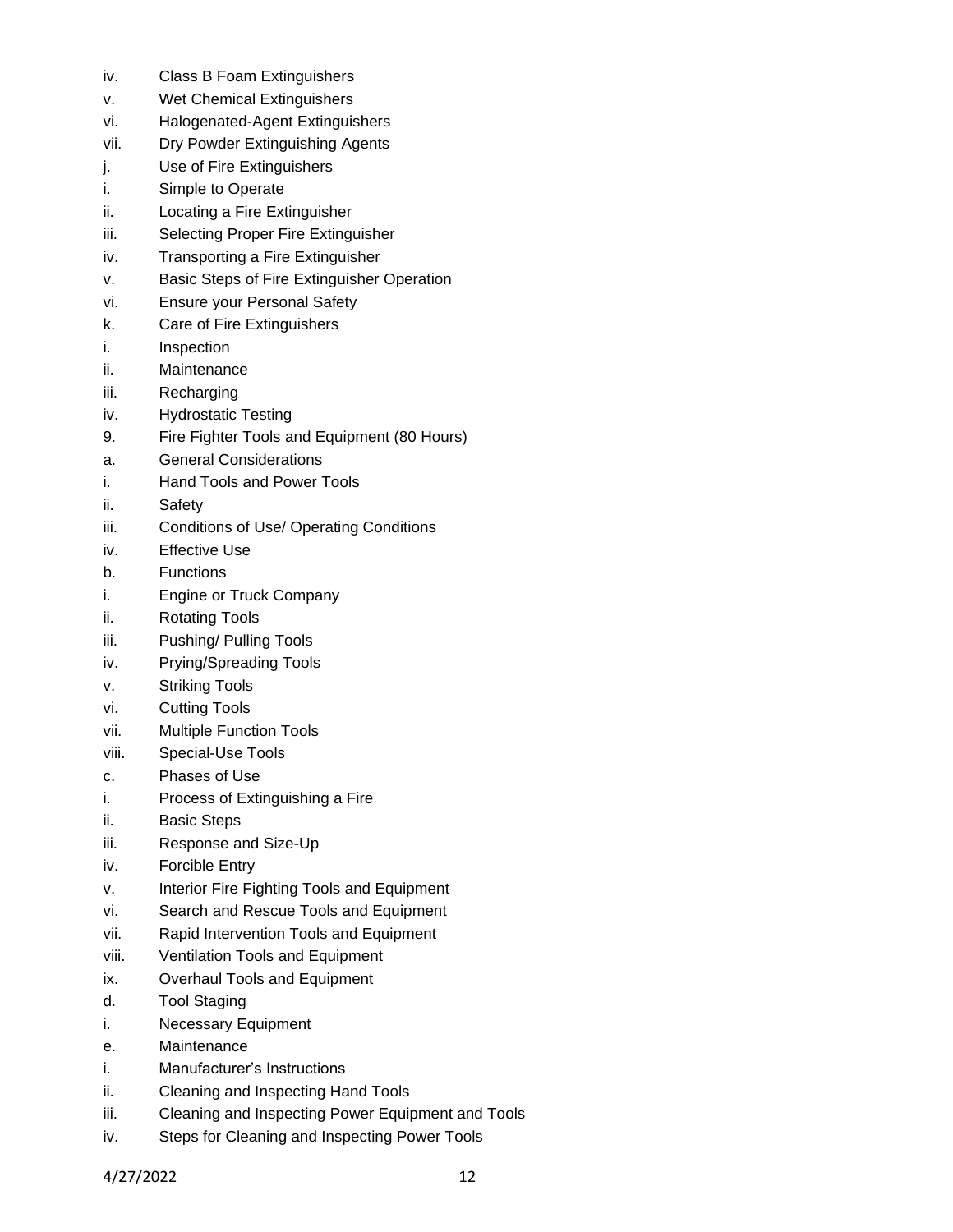iv. Class B Foam Extinguishers
v. Wet Chemical Extinguishers
vi. Halogenated-Agent Extinguishers
vii. Dry Powder Extinguishing Agents
j. Use of Fire Extinguishers
i. Simple to Operate
ii. Locating a Fire Extinguisher
iii. Selecting Proper Fire Extinguisher
iv. Transporting a Fire Extinguisher
v. Basic Steps of Fire Extinguisher Operation
vi. Ensure your Personal Safety
k. Care of Fire Extinguishers
i. Inspection
ii. Maintenance
iii. Recharging
iv. Hydrostatic Testing
9. Fire Fighter Tools and Equipment (80 Hours)
a. General Considerations
i. Hand Tools and Power Tools
ii. Safety
iii. Conditions of Use/ Operating Conditions
iv. Effective Use
b. Functions
i. Engine or Truck Company
ii. Rotating Tools
iii. Pushing/ Pulling Tools
iv. Prying/Spreading Tools
v. Striking Tools
vi. Cutting Tools
vii. Multiple Function Tools
viii. Special-Use Tools
c. Phases of Use
i. Process of Extinguishing a Fire
ii. Basic Steps
iii. Response and Size-Up
iv. Forcible Entry
v. Interior Fire Fighting Tools and Equipment
vi. Search and Rescue Tools and Equipment
vii. Rapid Intervention Tools and Equipment
viii. Ventilation Tools and Equipment
ix. Overhaul Tools and Equipment
d. Tool Staging
i. Necessary Equipment
e. Maintenance
i. Manufacturer's Instructions
ii. Cleaning and Inspecting Hand Tools
iii. Cleaning and Inspecting Power Equipment and Tools
iv. Steps for Cleaning and Inspecting Power Tools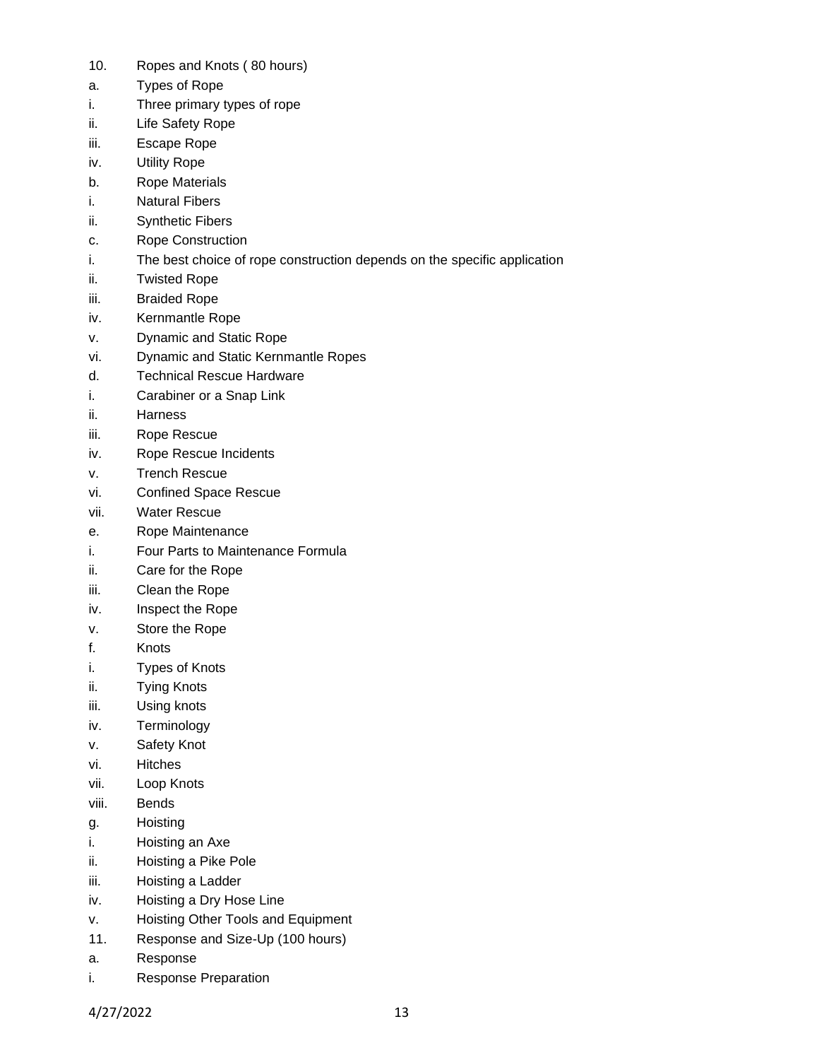10. Ropes and Knots ( 80 hours)
a. Types of Rope
i. Three primary types of rope
ii. Life Safety Rope
iii. Escape Rope
iv. Utility Rope
b. Rope Materials
i. Natural Fibers
ii. Synthetic Fibers
c. Rope Construction
i. The best choice of rope construction depends on the specific application
ii. Twisted Rope
iii. Braided Rope
iv. Kernmantle Rope
v. Dynamic and Static Rope
vi. Dynamic and Static Kernmantle Ropes
d. Technical Rescue Hardware
i. Carabiner or a Snap Link
ii. Harness
iii. Rope Rescue
iv. Rope Rescue Incidents
v. Trench Rescue
vi. Confined Space Rescue
vii. Water Rescue
e. Rope Maintenance
i. Four Parts to Maintenance Formula
ii. Care for the Rope
iii. Clean the Rope
iv. Inspect the Rope
v. Store the Rope
f. Knots
i. Types of Knots
ii. Tying Knots
iii. Using knots
iv. Terminology
v. Safety Knot
vi. Hitches
vii. Loop Knots
viii. Bends
g. Hoisting
i. Hoisting an Axe
ii. Hoisting a Pike Pole
iii. Hoisting a Ladder
iv. Hoisting a Dry Hose Line
v. Hoisting Other Tools and Equipment
11. Response and Size-Up (100 hours)
a. Response
i. Response Preparation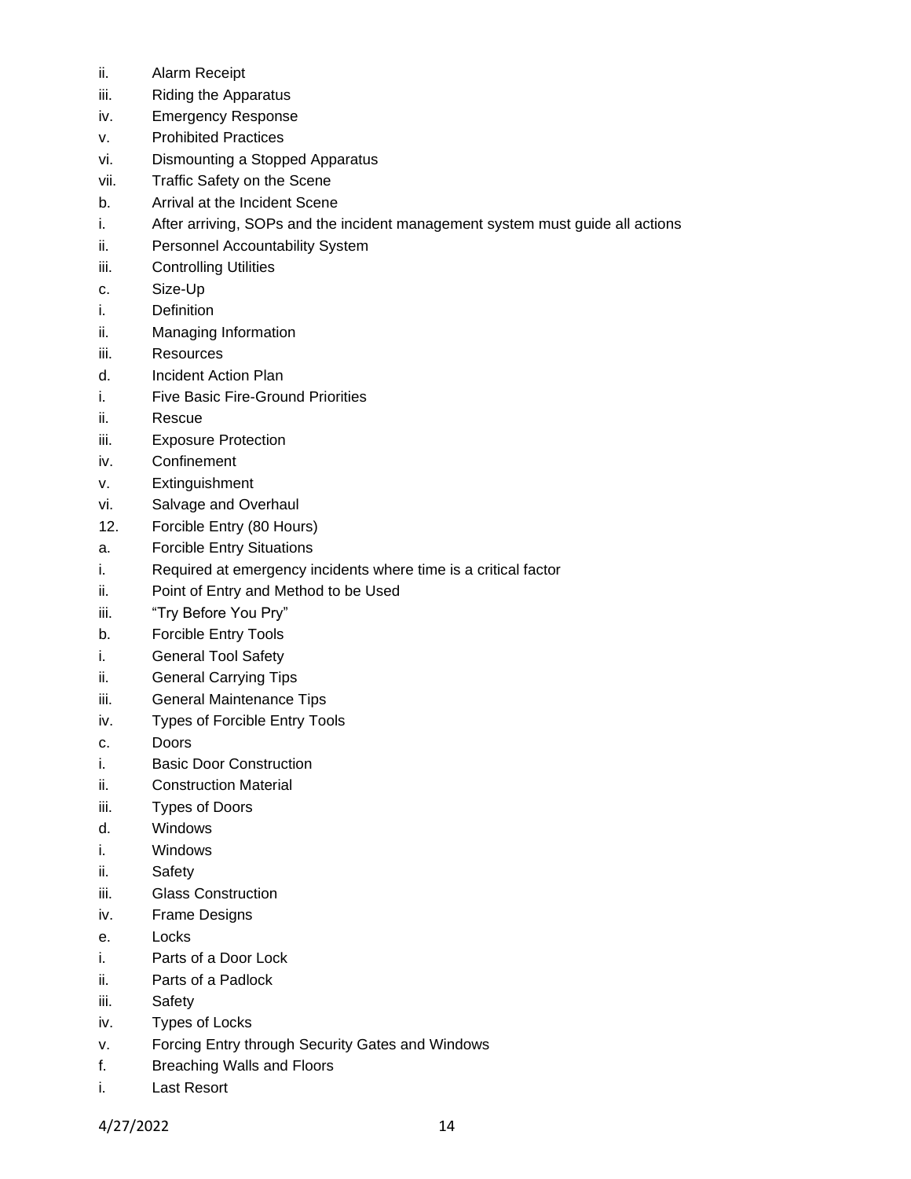ii. Alarm Receipt
iii. Riding the Apparatus
iv. Emergency Response
v. Prohibited Practices
vi. Dismounting a Stopped Apparatus
vii. Traffic Safety on the Scene
b. Arrival at the Incident Scene
i. After arriving, SOPs and the incident management system must guide all actions
ii. Personnel Accountability System
iii. Controlling Utilities
c. Size-Up
i. Definition
ii. Managing Information
iii. Resources
d. Incident Action Plan
i. Five Basic Fire-Ground Priorities
ii. Rescue
iii. Exposure Protection
iv. Confinement
v. Extinguishment
vi. Salvage and Overhaul
12. Forcible Entry (80 Hours)
a. Forcible Entry Situations
i. Required at emergency incidents where time is a critical factor
ii. Point of Entry and Method to be Used
iii. “Try Before You Pry”
b. Forcible Entry Tools
i. General Tool Safety
ii. General Carrying Tips
iii. General Maintenance Tips
iv. Types of Forcible Entry Tools
c. Doors
i. Basic Door Construction
ii. Construction Material
iii. Types of Doors
d. Windows
i. Windows
ii. Safety
iii. Glass Construction
iv. Frame Designs
e. Locks
i. Parts of a Door Lock
ii. Parts of a Padlock
iii. Safety
iv. Types of Locks
v. Forcing Entry through Security Gates and Windows
f. Breaching Walls and Floors
i. Last Resort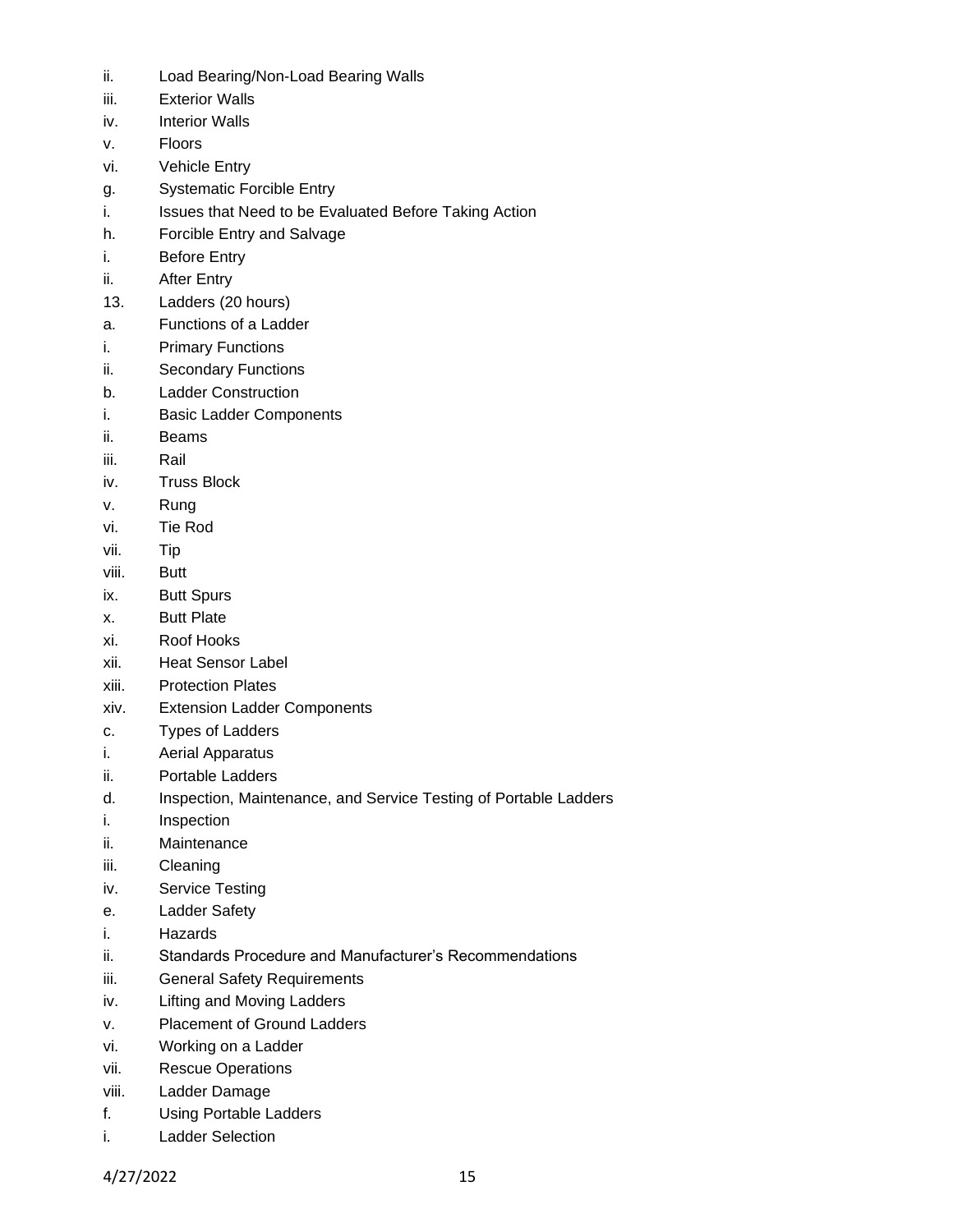ii. Load Bearing/Non-Load Bearing Walls
iii. Exterior Walls
iv. Interior Walls
v. Floors
vi. Vehicle Entry
g. Systematic Forcible Entry
i. Issues that Need to be Evaluated Before Taking Action
h. Forcible Entry and Salvage
i. Before Entry
ii. After Entry
13. Ladders (20 hours)
a. Functions of a Ladder
i. Primary Functions
ii. Secondary Functions
b. Ladder Construction
i. Basic Ladder Components
ii. Beams
iii. Rail
iv. Truss Block
v. Rung
vi. Tie Rod
vii. Tip
viii. Butt
ix. Butt Spurs
x. Butt Plate
xi. Roof Hooks
xii. Heat Sensor Label
xiii. Protection Plates
xiv. Extension Ladder Components
c. Types of Ladders
i. Aerial Apparatus
ii. Portable Ladders
d. Inspection, Maintenance, and Service Testing of Portable Ladders
i. Inspection
ii. Maintenance
iii. Cleaning
iv. Service Testing
e. Ladder Safety
i. Hazards
ii. Standards Procedure and Manufacturer's Recommendations
iii. General Safety Requirements
iv. Lifting and Moving Ladders
v. Placement of Ground Ladders
vi. Working on a Ladder
vii. Rescue Operations
viii. Ladder Damage
f. Using Portable Ladders
i. Ladder Selection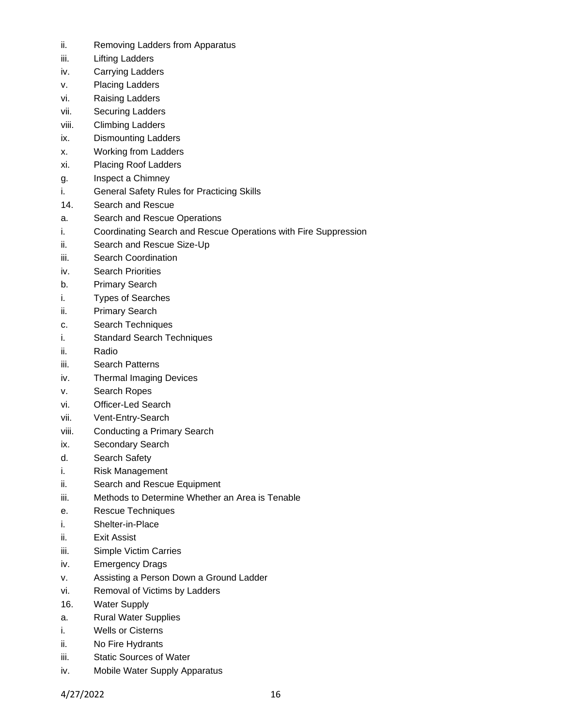ii. Removing Ladders from Apparatus

iii. Lifting Ladders

iv. Carrying Ladders

v. Placing Ladders

vi. Raising Ladders

vii. Securing Ladders

viii. Climbing Ladders

ix. Dismounting Ladders

x. Working from Ladders

xi. Placing Roof Ladders

g. Inspect a Chimney

i. General Safety Rules for Practicing Skills

14. Search and Rescue

a. Search and Rescue Operations

i. Coordinating Search and Rescue Operations with Fire Suppression

ii. Search and Rescue Size-Up

iii. Search Coordination

iv. Search Priorities

b. Primary Search

i. Types of Searches

ii. Primary Search

c. Search Techniques

i. Standard Search Techniques

ii. Radio

iii. Search Patterns

iv. Thermal Imaging Devices

v. Search Ropes

vi. Officer-Led Search

vii. Vent-Entry-Search

viii. Conducting a Primary Search

ix. Secondary Search

d. Search Safety

i. Risk Management

ii. Search and Rescue Equipment

iii. Methods to Determine Whether an Area is Tenable

e. Rescue Techniques

i. Shelter-in-Place

ii. Exit Assist

iii. Simple Victim Carries

iv. Emergency Drags

v. Assisting a Person Down a Ground Ladder

vi. Removal of Victims by Ladders

16. Water Supply

a. Rural Water Supplies

i. Wells or Cisterns

ii. No Fire Hydrants

iii. Static Sources of Water

iv. Mobile Water Supply Apparatus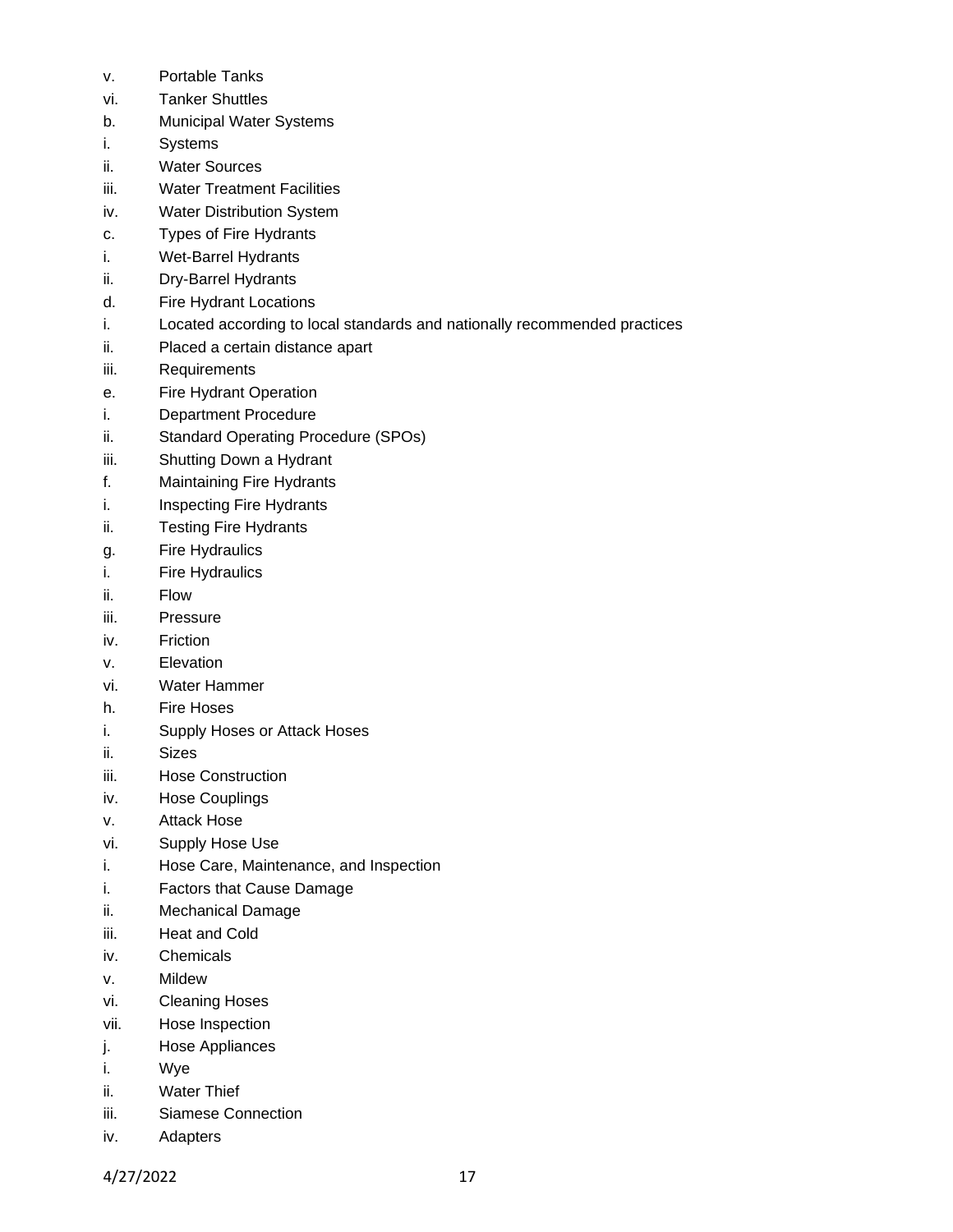v. Portable Tanks
vi. Tanker Shuttles
b. Municipal Water Systems
i. Systems
ii. Water Sources
iii. Water Treatment Facilities
iv. Water Distribution System
c. Types of Fire Hydrants
i. Wet-Barrel Hydrants
ii. Dry-Barrel Hydrants
d. Fire Hydrant Locations
i. Located according to local standards and nationally recommended practices
ii. Placed a certain distance apart
iii. Requirements
e. Fire Hydrant Operation
i. Department Procedure
ii. Standard Operating Procedure (SPOs)
iii. Shutting Down a Hydrant
f. Maintaining Fire Hydrants
i. Inspecting Fire Hydrants
ii. Testing Fire Hydrants
g. Fire Hydraulics
i. Fire Hydraulics
ii. Flow
iii. Pressure
iv. Friction
v. Elevation
vi. Water Hammer
h. Fire Hoses
i. Supply Hoses or Attack Hoses
ii. Sizes
iii. Hose Construction
iv. Hose Couplings
v. Attack Hose
vi. Supply Hose Use
i. Hose Care, Maintenance, and Inspection
i. Factors that Cause Damage
ii. Mechanical Damage
iii. Heat and Cold
iv. Chemicals
v. Mildew
vi. Cleaning Hoses
vii. Hose Inspection
j. Hose Appliances
i. Wye
ii. Water Thief
iii. Siamese Connection
iv. Adapters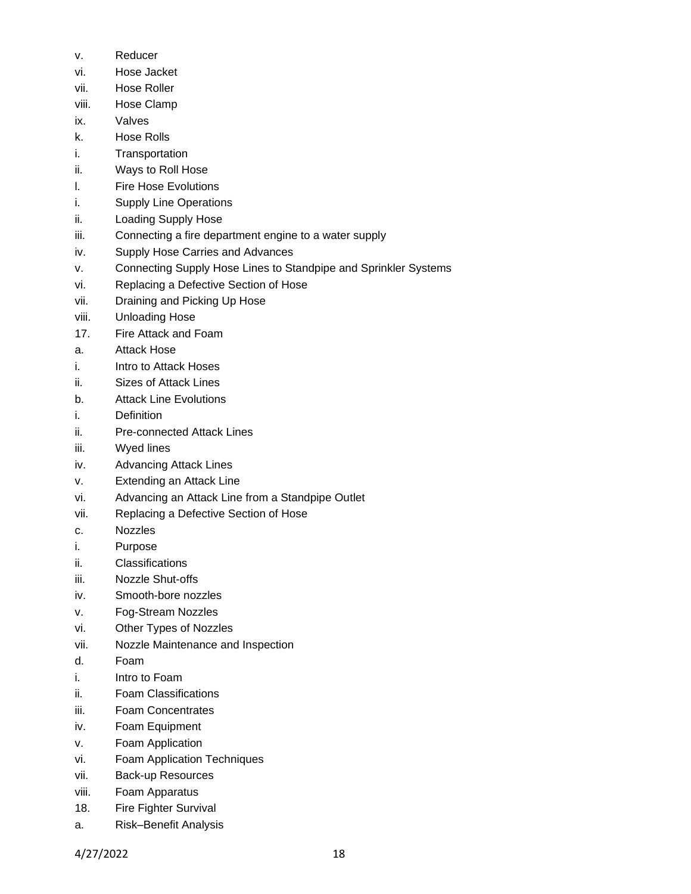v. Reducer
vi. Hose Jacket
vii. Hose Roller
viii. Hose Clamp
ix. Valves
k. Hose Rolls
i. Transportation
ii. Ways to Roll Hose
l. Fire Hose Evolutions
i. Supply Line Operations
ii. Loading Supply Hose
iii. Connecting a fire department engine to a water supply
iv. Supply Hose Carries and Advances
v. Connecting Supply Hose Lines to Standpipe and Sprinkler Systems
vi. Replacing a Defective Section of Hose
vii. Draining and Picking Up Hose
viii. Unloading Hose
17. Fire Attack and Foam
a. Attack Hose
i. Intro to Attack Hoses
ii. Sizes of Attack Lines
b. Attack Line Evolutions
i. Definition
ii. Pre-connected Attack Lines
iii. Wyed lines
iv. Advancing Attack Lines
v. Extending an Attack Line
vi. Advancing an Attack Line from a Standpipe Outlet
vii. Replacing a Defective Section of Hose
c. Nozzles
i. Purpose
ii. Classifications
iii. Nozzle Shut-offs
iv. Smooth-bore nozzles
v. Fog-Stream Nozzles
vi. Other Types of Nozzles
vii. Nozzle Maintenance and Inspection
d. Foam
i. Intro to Foam
ii. Foam Classifications
iii. Foam Concentrates
iv. Foam Equipment
v. Foam Application
vi. Foam Application Techniques
vii. Back-up Resources
viii. Foam Apparatus
18. Fire Fighter Survival
a. Risk–Benefit Analysis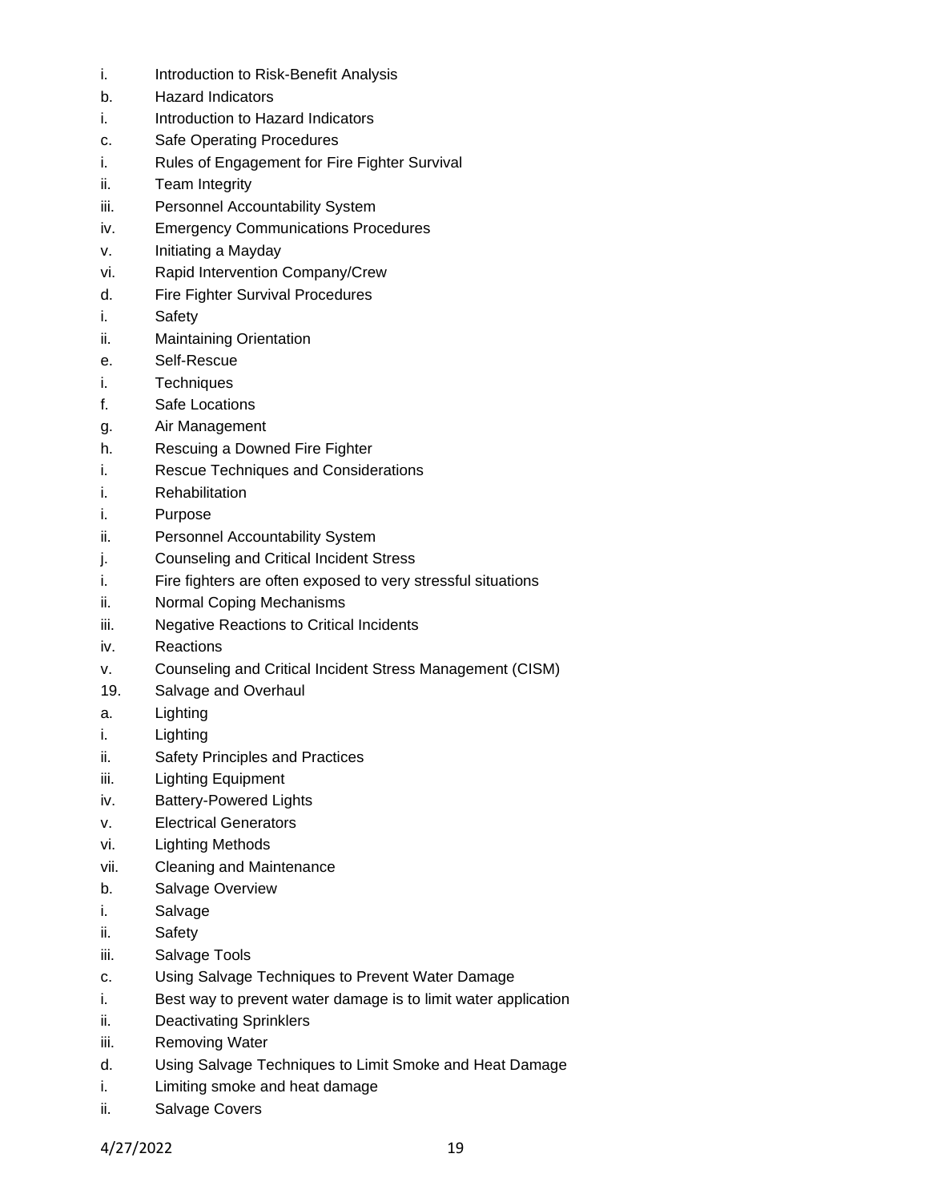i. Introduction to Risk-Benefit Analysis
b. Hazard Indicators
i. Introduction to Hazard Indicators
c. Safe Operating Procedures
i. Rules of Engagement for Fire Fighter Survival
ii. Team Integrity
iii. Personnel Accountability System
iv. Emergency Communications Procedures
v. Initiating a Mayday
vi. Rapid Intervention Company/Crew
d. Fire Fighter Survival Procedures
i. Safety
ii. Maintaining Orientation
e. Self-Rescue
i. Techniques
f. Safe Locations
g. Air Management
h. Rescuing a Downed Fire Fighter
i. Rescue Techniques and Considerations
i. Rehabilitation
i. Purpose
ii. Personnel Accountability System
j. Counseling and Critical Incident Stress
i. Fire fighters are often exposed to very stressful situations
ii. Normal Coping Mechanisms
iii. Negative Reactions to Critical Incidents
iv. Reactions
v. Counseling and Critical Incident Stress Management (CISM)
19. Salvage and Overhaul
a. Lighting
i. Lighting
ii. Safety Principles and Practices
iii. Lighting Equipment
iv. Battery-Powered Lights
v. Electrical Generators
vi. Lighting Methods
vii. Cleaning and Maintenance
b. Salvage Overview
i. Salvage
ii. Safety
iii. Salvage Tools
c. Using Salvage Techniques to Prevent Water Damage
i. Best way to prevent water damage is to limit water application
ii. Deactivating Sprinklers
iii. Removing Water
d. Using Salvage Techniques to Limit Smoke and Heat Damage
i. Limiting smoke and heat damage
ii. Salvage Covers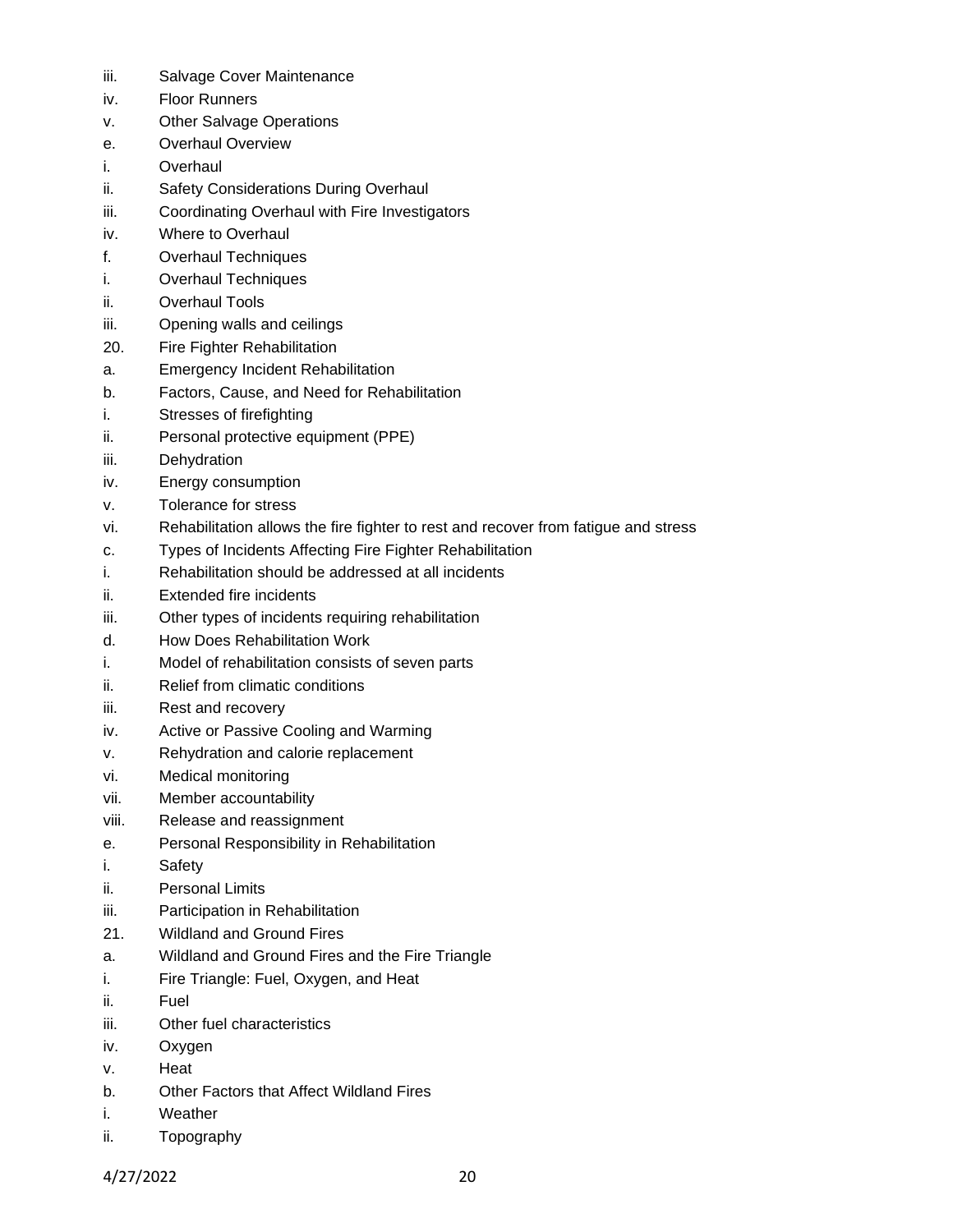iii. Salvage Cover Maintenance
iv. Floor Runners
v. Other Salvage Operations
e. Overhaul Overview
i. Overhaul
ii. Safety Considerations During Overhaul
iii. Coordinating Overhaul with Fire Investigators
iv. Where to Overhaul
f. Overhaul Techniques
i. Overhaul Techniques
ii. Overhaul Tools
iii. Opening walls and ceilings
20. Fire Fighter Rehabilitation
a. Emergency Incident Rehabilitation
b. Factors, Cause, and Need for Rehabilitation
i. Stresses of firefighting
ii. Personal protective equipment (PPE)
iii. Dehydration
iv. Energy consumption
v. Tolerance for stress
vi. Rehabilitation allows the fire fighter to rest and recover from fatigue and stress
c. Types of Incidents Affecting Fire Fighter Rehabilitation
i. Rehabilitation should be addressed at all incidents
ii. Extended fire incidents
iii. Other types of incidents requiring rehabilitation
d. How Does Rehabilitation Work
i. Model of rehabilitation consists of seven parts
ii. Relief from climatic conditions
iii. Rest and recovery
iv. Active or Passive Cooling and Warming
v. Rehydration and calorie replacement
vi. Medical monitoring
vii. Member accountability
viii. Release and reassignment
e. Personal Responsibility in Rehabilitation
i. Safety
ii. Personal Limits
iii. Participation in Rehabilitation
21. Wildland and Ground Fires
a. Wildland and Ground Fires and the Fire Triangle
i. Fire Triangle: Fuel, Oxygen, and Heat
ii. Fuel
iii. Other fuel characteristics
iv. Oxygen
v. Heat
b. Other Factors that Affect Wildland Fires
i. Weather
ii. Topography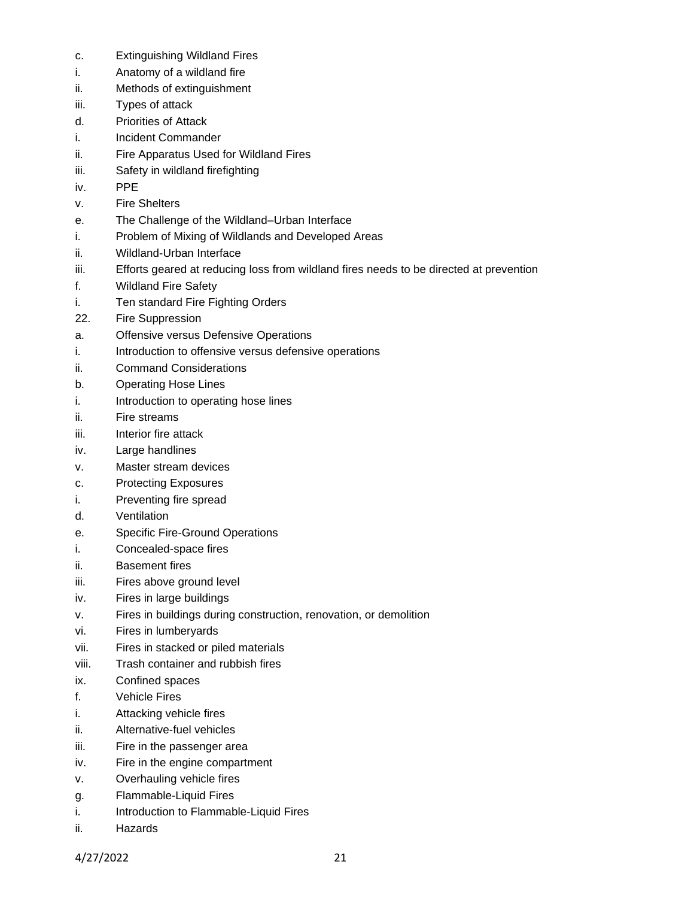c. Extinguishing Wildland Fires

i. Anatomy of a wildland fire

ii. Methods of extinguishment

iii. Types of attack

d. Priorities of Attack

i. Incident Commander

ii. Fire Apparatus Used for Wildland Fires

iii. Safety in wildland firefighting

iv. PPE

v. Fire Shelters

e. The Challenge of the Wildland–Urban Interface

i. Problem of Mixing of Wildlands and Developed Areas

ii. Wildland-Urban Interface

iii. Efforts geared at reducing loss from wildland fires needs to be directed at prevention

f. Wildland Fire Safety

i. Ten standard Fire Fighting Orders

22. Fire Suppression

a. Offensive versus Defensive Operations

i. Introduction to offensive versus defensive operations

ii. Command Considerations

b. Operating Hose Lines

i. Introduction to operating hose lines

ii. Fire streams

iii. Interior fire attack

iv. Large handlines

v. Master stream devices

c. Protecting Exposures

i. Preventing fire spread

d. Ventilation

e. Specific Fire-Ground Operations

i. Concealed-space fires

ii. Basement fires

iii. Fires above ground level

iv. Fires in large buildings

v. Fires in buildings during construction, renovation, or demolition

vi. Fires in lumberyards

vii. Fires in stacked or piled materials

viii. Trash container and rubbish fires

ix. Confined spaces

f. Vehicle Fires

i. Attacking vehicle fires

ii. Alternative-fuel vehicles

iii. Fire in the passenger area

iv. Fire in the engine compartment

v. Overhauling vehicle fires

g. Flammable-Liquid Fires

i. Introduction to Flammable-Liquid Fires

ii. Hazards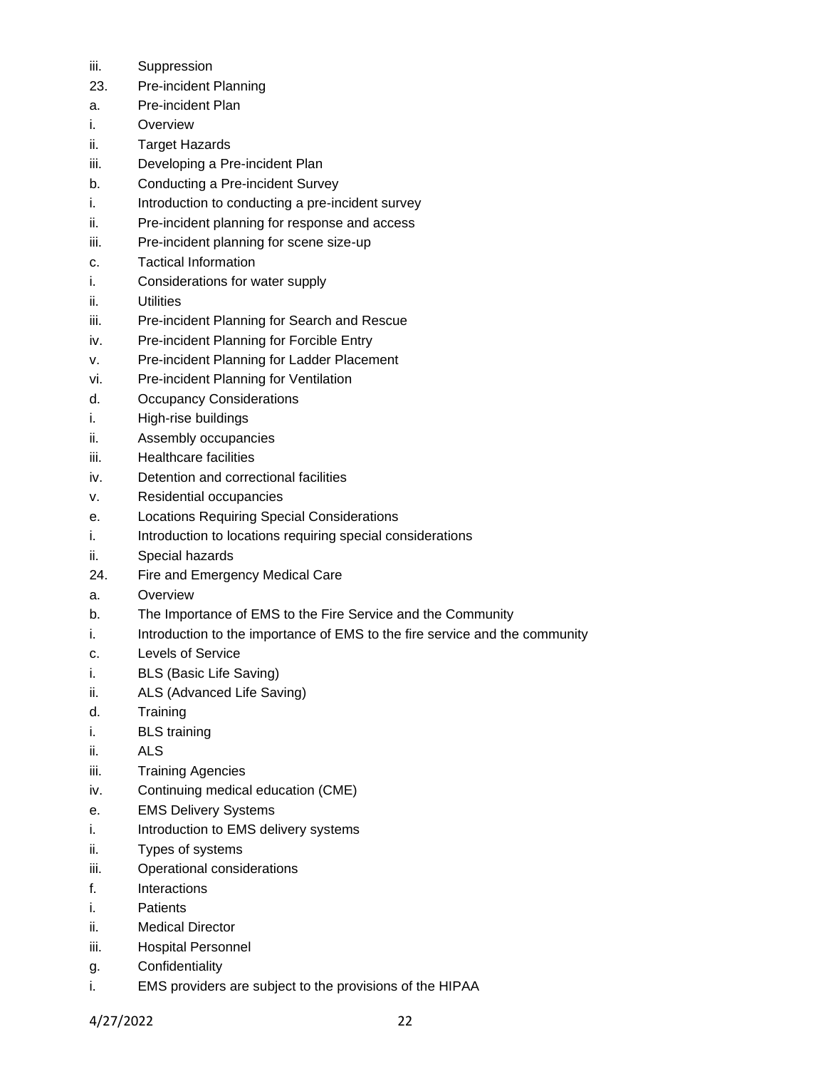iii. Suppression

23. Pre-incident Planning

a. Pre-incident Plan

i. Overview

ii. Target Hazards

iii. Developing a Pre-incident Plan

b. Conducting a Pre-incident Survey

i. Introduction to conducting a pre-incident survey

ii. Pre-incident planning for response and access

iii. Pre-incident planning for scene size-up

c. Tactical Information

i. Considerations for water supply

ii. Utilities

iii. Pre-incident Planning for Search and Rescue

iv. Pre-incident Planning for Forcible Entry

v. Pre-incident Planning for Ladder Placement

vi. Pre-incident Planning for Ventilation

d. Occupancy Considerations

i. High-rise buildings

ii. Assembly occupancies

iii. Healthcare facilities

iv. Detention and correctional facilities

v. Residential occupancies

e. Locations Requiring Special Considerations

i. Introduction to locations requiring special considerations

ii. Special hazards

24. Fire and Emergency Medical Care

a. Overview

b. The Importance of EMS to the Fire Service and the Community

i. Introduction to the importance of EMS to the fire service and the community

c. Levels of Service

i. BLS (Basic Life Saving)

ii. ALS (Advanced Life Saving)

d. Training

i. BLS training

ii. ALS

iii. Training Agencies

iv. Continuing medical education (CME)

e. EMS Delivery Systems

i. Introduction to EMS delivery systems

ii. Types of systems

iii. Operational considerations

f. Interactions

i. Patients

ii. Medical Director

iii. Hospital Personnel

g. Confidentiality

i. EMS providers are subject to the provisions of the HIPAA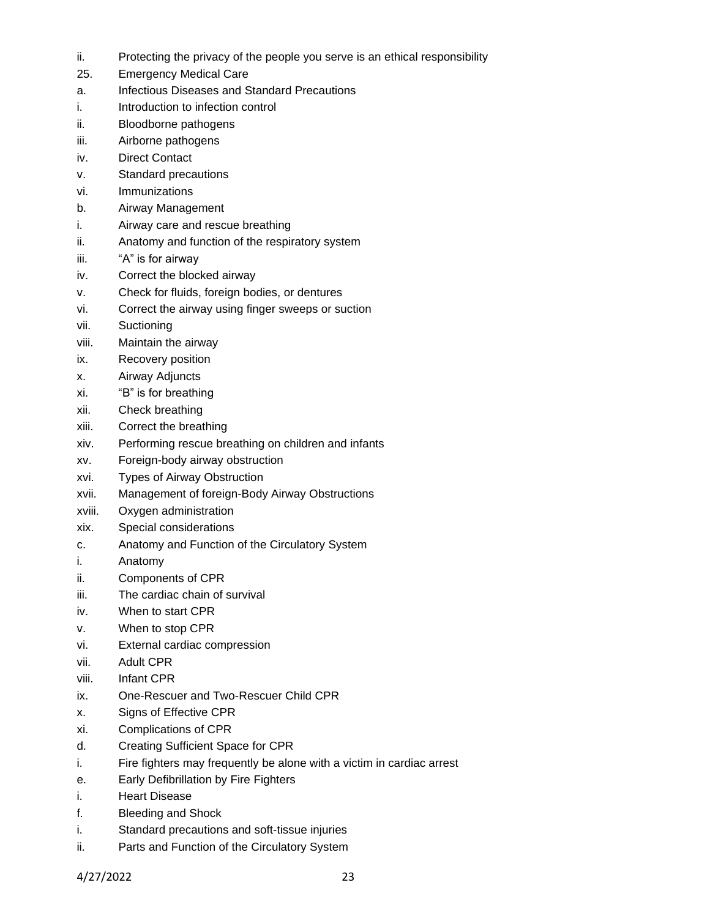ii. Protecting the privacy of the people you serve is an ethical responsibility

25. Emergency Medical Care

a. Infectious Diseases and Standard Precautions

i. Introduction to infection control

ii. Bloodborne pathogens

iii. Airborne pathogens

iv. Direct Contact

v. Standard precautions

vi. Immunizations

b. Airway Management

i. Airway care and rescue breathing

ii. Anatomy and function of the respiratory system

iii. "A" is for airway

iv. Correct the blocked airway

v. Check for fluids, foreign bodies, or dentures

vi. Correct the airway using finger sweeps or suction

vii. Suctioning

viii. Maintain the airway

ix. Recovery position

x. Airway Adjuncts

xi. "B" is for breathing

xii. Check breathing

xiii. Correct the breathing

xiv. Performing rescue breathing on children and infants

xv. Foreign-body airway obstruction

xvi. Types of Airway Obstruction

xvii. Management of foreign-Body Airway Obstructions

xviii. Oxygen administration

xix. Special considerations

c. Anatomy and Function of the Circulatory System

i. Anatomy

ii. Components of CPR

iii. The cardiac chain of survival

iv. When to start CPR

v. When to stop CPR

vi. External cardiac compression

vii. Adult CPR

viii. Infant CPR

ix. One-Rescuer and Two-Rescuer Child CPR

x. Signs of Effective CPR

xi. Complications of CPR

d. Creating Sufficient Space for CPR

i. Fire fighters may frequently be alone with a victim in cardiac arrest

e. Early Defibrillation by Fire Fighters

i. Heart Disease

f. Bleeding and Shock

i. Standard precautions and soft-tissue injuries

ii. Parts and Function of the Circulatory System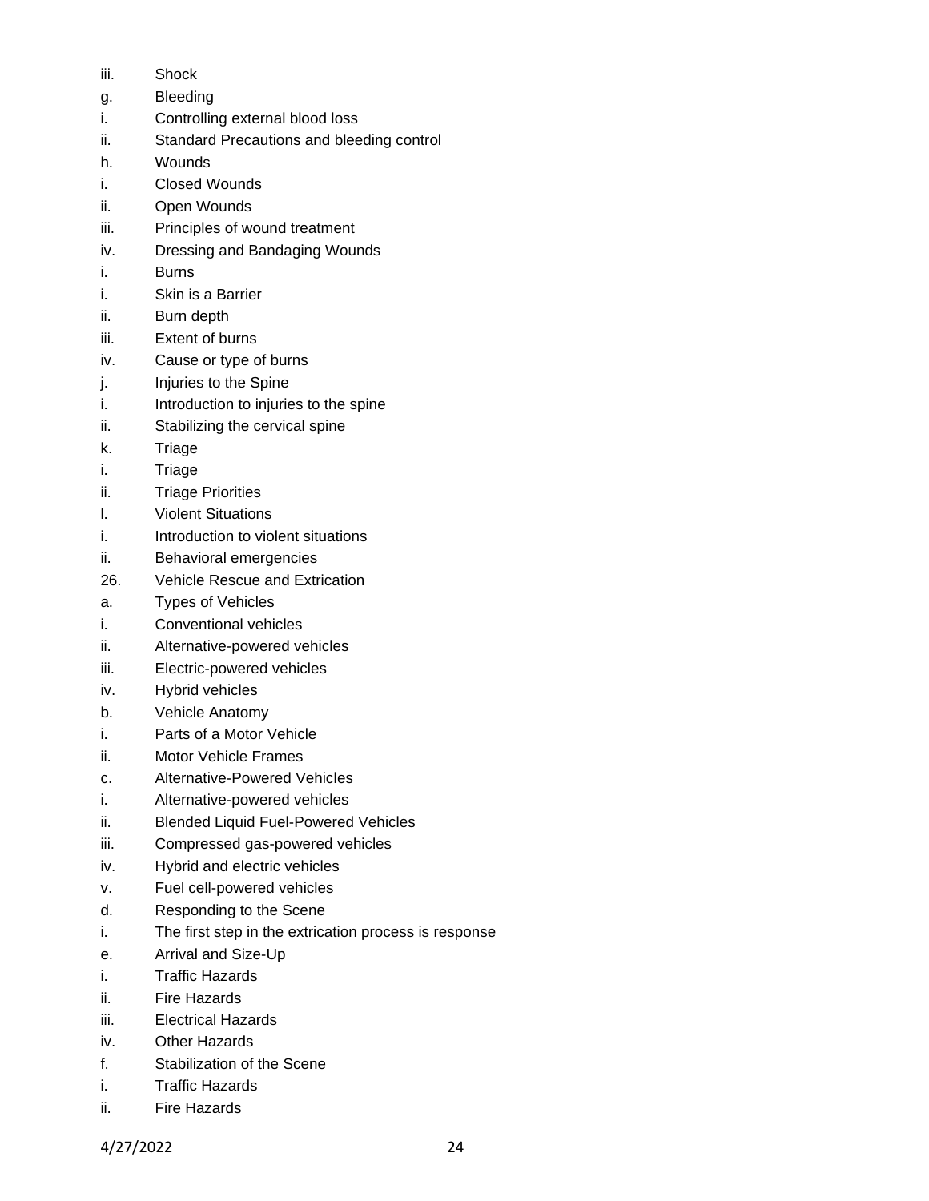iii. Shock

g. Bleeding

i. Controlling external blood loss

ii. Standard Precautions and bleeding control

h. Wounds

i. Closed Wounds

ii. Open Wounds

iii. Principles of wound treatment

iv. Dressing and Bandaging Wounds

i. Burns

i. Skin is a Barrier

ii. Burn depth

iii. Extent of burns

iv. Cause or type of burns

j. Injuries to the Spine

i. Introduction to injuries to the spine

ii. Stabilizing the cervical spine

k. Triage

i. Triage

ii. Triage Priorities

l. Violent Situations

i. Introduction to violent situations

ii. Behavioral emergencies

26. Vehicle Rescue and Extrication

a. Types of Vehicles

i. Conventional vehicles

ii. Alternative-powered vehicles

iii. Electric-powered vehicles

iv. Hybrid vehicles

b. Vehicle Anatomy

i. Parts of a Motor Vehicle

ii. Motor Vehicle Frames

c. Alternative-Powered Vehicles

i. Alternative-powered vehicles

ii. Blended Liquid Fuel-Powered Vehicles

iii. Compressed gas-powered vehicles

iv. Hybrid and electric vehicles

v. Fuel cell-powered vehicles

d. Responding to the Scene

i. The first step in the extrication process is response

e. Arrival and Size-Up

i. Traffic Hazards

ii. Fire Hazards

iii. Electrical Hazards

iv. Other Hazards

f. Stabilization of the Scene

i. Traffic Hazards

ii. Fire Hazards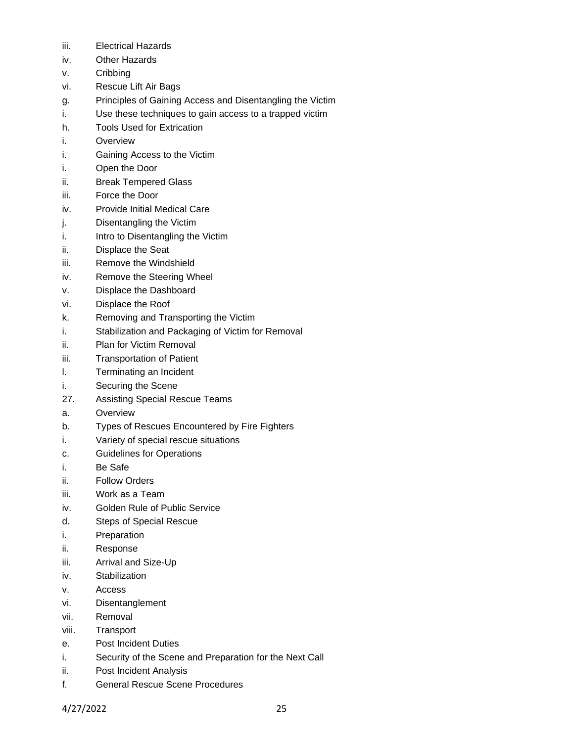iii. Electrical Hazards
iv. Other Hazards
v. Cribbing
vi. Rescue Lift Air Bags
g. Principles of Gaining Access and Disentangling the Victim
i. Use these techniques to gain access to a trapped victim
h. Tools Used for Extrication
i. Overview
i. Gaining Access to the Victim
i. Open the Door
ii. Break Tempered Glass
iii. Force the Door
iv. Provide Initial Medical Care
j. Disentangling the Victim
i. Intro to Disentangling the Victim
ii. Displace the Seat
iii. Remove the Windshield
iv. Remove the Steering Wheel
v. Displace the Dashboard
vi. Displace the Roof
k. Removing and Transporting the Victim
i. Stabilization and Packaging of Victim for Removal
ii. Plan for Victim Removal
iii. Transportation of Patient
l. Terminating an Incident
i. Securing the Scene
27. Assisting Special Rescue Teams
a. Overview
b. Types of Rescues Encountered by Fire Fighters
i. Variety of special rescue situations
c. Guidelines for Operations
i. Be Safe
ii. Follow Orders
iii. Work as a Team
iv. Golden Rule of Public Service
d. Steps of Special Rescue
i. Preparation
ii. Response
iii. Arrival and Size-Up
iv. Stabilization
v. Access
vi. Disentanglement
vii. Removal
viii. Transport
e. Post Incident Duties
i. Security of the Scene and Preparation for the Next Call
ii. Post Incident Analysis
f. General Rescue Scene Procedures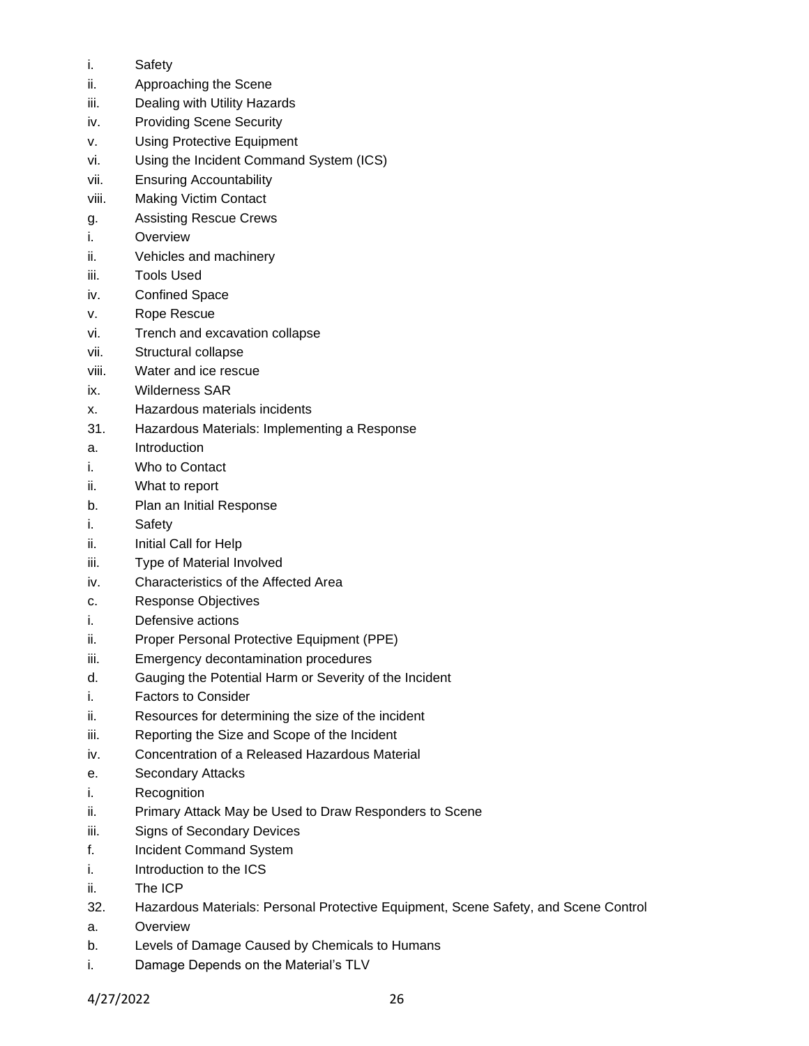i. Safety
ii. Approaching the Scene
iii. Dealing with Utility Hazards
iv. Providing Scene Security
v. Using Protective Equipment
vi. Using the Incident Command System (ICS)
vii. Ensuring Accountability
viii. Making Victim Contact
g. Assisting Rescue Crews
i. Overview
ii. Vehicles and machinery
iii. Tools Used
iv. Confined Space
v. Rope Rescue
vi. Trench and excavation collapse
vii. Structural collapse
viii. Water and ice rescue
ix. Wilderness SAR
x. Hazardous materials incidents
31. Hazardous Materials: Implementing a Response
a. Introduction
i. Who to Contact
ii. What to report
b. Plan an Initial Response
i. Safety
ii. Initial Call for Help
iii. Type of Material Involved
iv. Characteristics of the Affected Area
c. Response Objectives
i. Defensive actions
ii. Proper Personal Protective Equipment (PPE)
iii. Emergency decontamination procedures
d. Gauging the Potential Harm or Severity of the Incident
i. Factors to Consider
ii. Resources for determining the size of the incident
iii. Reporting the Size and Scope of the Incident
iv. Concentration of a Released Hazardous Material
e. Secondary Attacks
i. Recognition
ii. Primary Attack May be Used to Draw Responders to Scene
iii. Signs of Secondary Devices
f. Incident Command System
i. Introduction to the ICS
ii. The ICP
32. Hazardous Materials: Personal Protective Equipment, Scene Safety, and Scene Control
a. Overview
b. Levels of Damage Caused by Chemicals to Humans
i. Damage Depends on the Material's TLV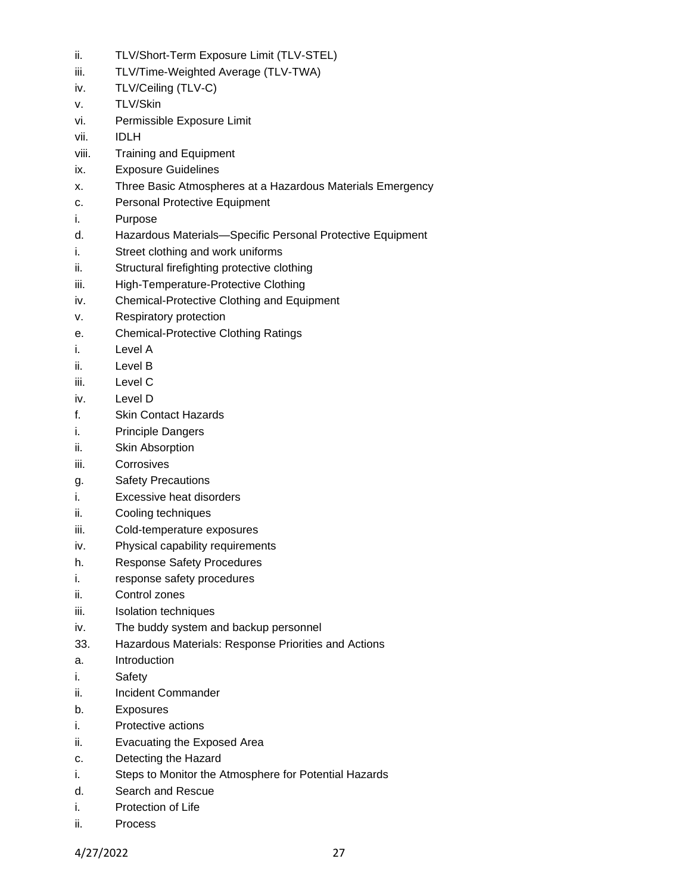ii. TLV/Short-Term Exposure Limit (TLV-STEL)
iii. TLV/Time-Weighted Average (TLV-TWA)
iv. TLV/Ceiling (TLV-C)
v. TLV/Skin
vi. Permissible Exposure Limit
vii. IDLH
viii. Training and Equipment
ix. Exposure Guidelines
x. Three Basic Atmospheres at a Hazardous Materials Emergency
c. Personal Protective Equipment
i. Purpose
d. Hazardous Materials—Specific Personal Protective Equipment
i. Street clothing and work uniforms
ii. Structural firefighting protective clothing
iii. High-Temperature-Protective Clothing
iv. Chemical-Protective Clothing and Equipment
v. Respiratory protection
e. Chemical-Protective Clothing Ratings
i. Level A
ii. Level B
iii. Level C
iv. Level D
f. Skin Contact Hazards
i. Principle Dangers
ii. Skin Absorption
iii. Corrosives
g. Safety Precautions
i. Excessive heat disorders
ii. Cooling techniques
iii. Cold-temperature exposures
iv. Physical capability requirements
h. Response Safety Procedures
i. response safety procedures
ii. Control zones
iii. Isolation techniques
iv. The buddy system and backup personnel
33. Hazardous Materials: Response Priorities and Actions
a. Introduction
i. Safety
ii. Incident Commander
b. Exposures
i. Protective actions
ii. Evacuating the Exposed Area
c. Detecting the Hazard
i. Steps to Monitor the Atmosphere for Potential Hazards
d. Search and Rescue
i. Protection of Life
ii. Process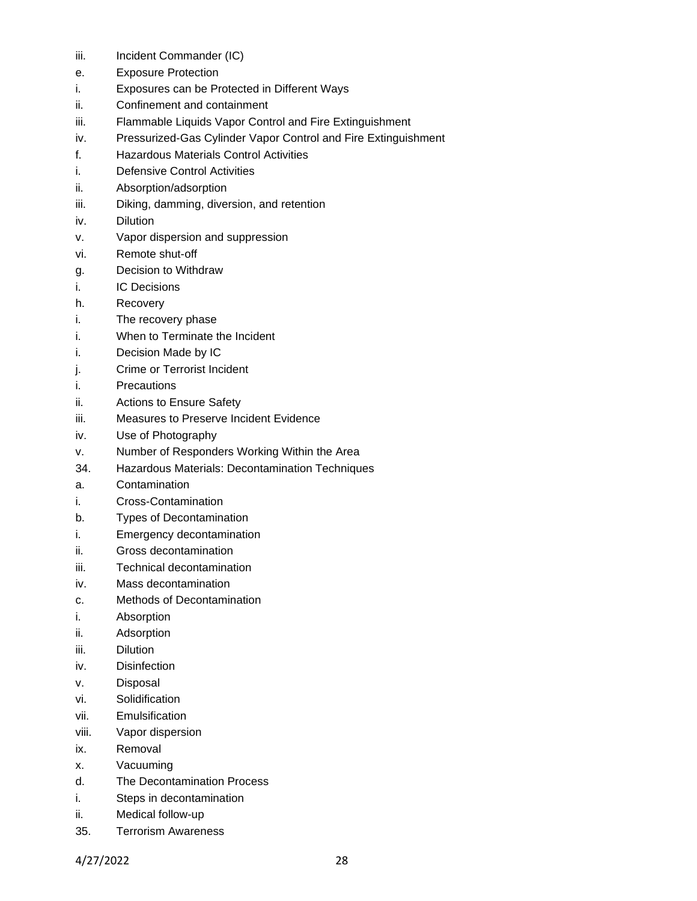iii. Incident Commander (IC)

e. Exposure Protection

i. Exposures can be Protected in Different Ways

ii. Confinement and containment

iii. Flammable Liquids Vapor Control and Fire Extinguishment

iv. Pressurized-Gas Cylinder Vapor Control and Fire Extinguishment

f. Hazardous Materials Control Activities

i. Defensive Control Activities

ii. Absorption/adsorption

iii. Diking, damming, diversion, and retention

iv. Dilution

v. Vapor dispersion and suppression

vi. Remote shut-off

g. Decision to Withdraw

i. IC Decisions

h. Recovery

i. The recovery phase

i. When to Terminate the Incident

i. Decision Made by IC

j. Crime or Terrorist Incident

i. Precautions

ii. Actions to Ensure Safety

iii. Measures to Preserve Incident Evidence

iv. Use of Photography

v. Number of Responders Working Within the Area

34. Hazardous Materials: Decontamination Techniques

a. Contamination

i. Cross-Contamination

b. Types of Decontamination

i. Emergency decontamination

ii. Gross decontamination

iii. Technical decontamination

iv. Mass decontamination

c. Methods of Decontamination

i. Absorption

ii. Adsorption

iii. Dilution

iv. Disinfection

v. Disposal

vi. Solidification

vii. Emulsification

viii. Vapor dispersion

ix. Removal

x. Vacuuming

d. The Decontamination Process

i. Steps in decontamination

ii. Medical follow-up

35. Terrorism Awareness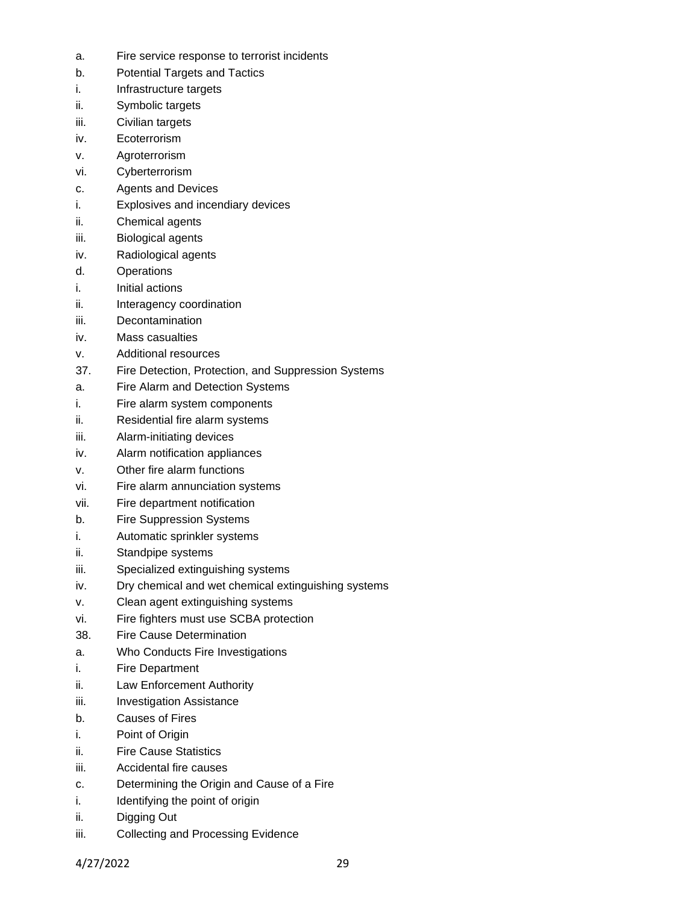a. Fire service response to terrorist incidents

b. Potential Targets and Tactics

i. Infrastructure targets

ii. Symbolic targets

iii. Civilian targets

iv. Ecoterrorism

v. Agroterrorism

vi. Cyberterrorism

c. Agents and Devices

i. Explosives and incendiary devices

ii. Chemical agents

iii. Biological agents

iv. Radiological agents

d. Operations

i. Initial actions

ii. Interagency coordination

iii. Decontamination

iv. Mass casualties

v. Additional resources

37. Fire Detection, Protection, and Suppression Systems

a. Fire Alarm and Detection Systems

i. Fire alarm system components

ii. Residential fire alarm systems

iii. Alarm-initiating devices

iv. Alarm notification appliances

v. Other fire alarm functions

vi. Fire alarm annunciation systems

vii. Fire department notification

b. Fire Suppression Systems

i. Automatic sprinkler systems

ii. Standpipe systems

iii. Specialized extinguishing systems

iv. Dry chemical and wet chemical extinguishing systems

v. Clean agent extinguishing systems

vi. Fire fighters must use SCBA protection

38. Fire Cause Determination

a. Who Conducts Fire Investigations

i. Fire Department

ii. Law Enforcement Authority

iii. Investigation Assistance

b. Causes of Fires

i. Point of Origin

ii. Fire Cause Statistics

iii. Accidental fire causes

c. Determining the Origin and Cause of a Fire

i. Identifying the point of origin

ii. Digging Out

iii. Collecting and Processing Evidence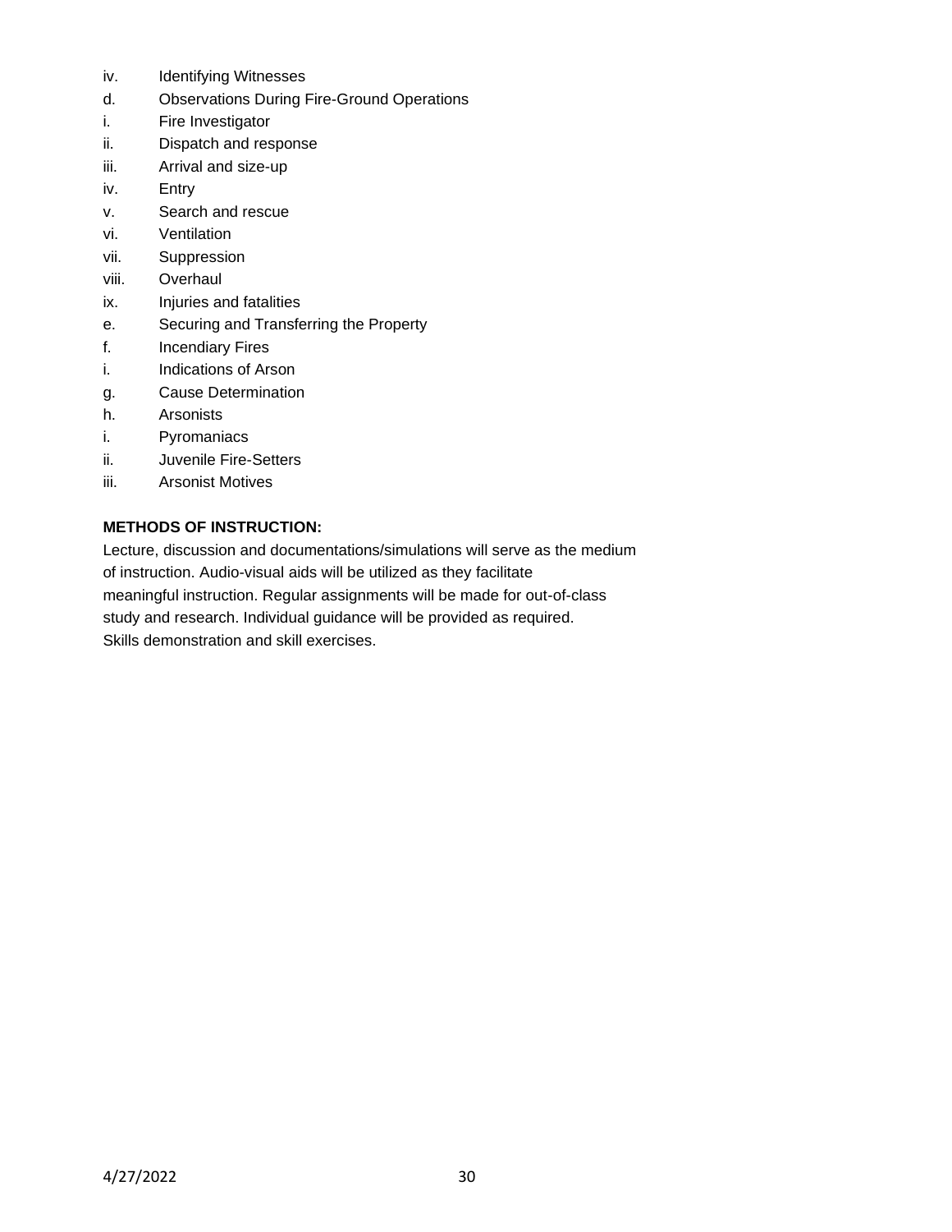iv. Identifying Witnesses
d. Observations During Fire-Ground Operations
i. Fire Investigator
ii. Dispatch and response
iii. Arrival and size-up
iv. Entry
v. Search and rescue
vi. Ventilation
vii. Suppression
viii. Overhaul
ix. Injuries and fatalities
e. Securing and Transferring the Property
f. Incendiary Fires
i. Indications of Arson
g. Cause Determination
h. Arsonists
i. Pyromaniacs
ii. Juvenile Fire-Setters
iii. Arsonist Motives

**METHODS OF INSTRUCTION:**

Lecture, discussion and documentations/simulations will serve as the medium of instruction. Audio-visual aids will be utilized as they facilitate meaningful instruction. Regular assignments will be made for out-of-class study and research. Individual guidance will be provided as required. Skills demonstration and skill exercises.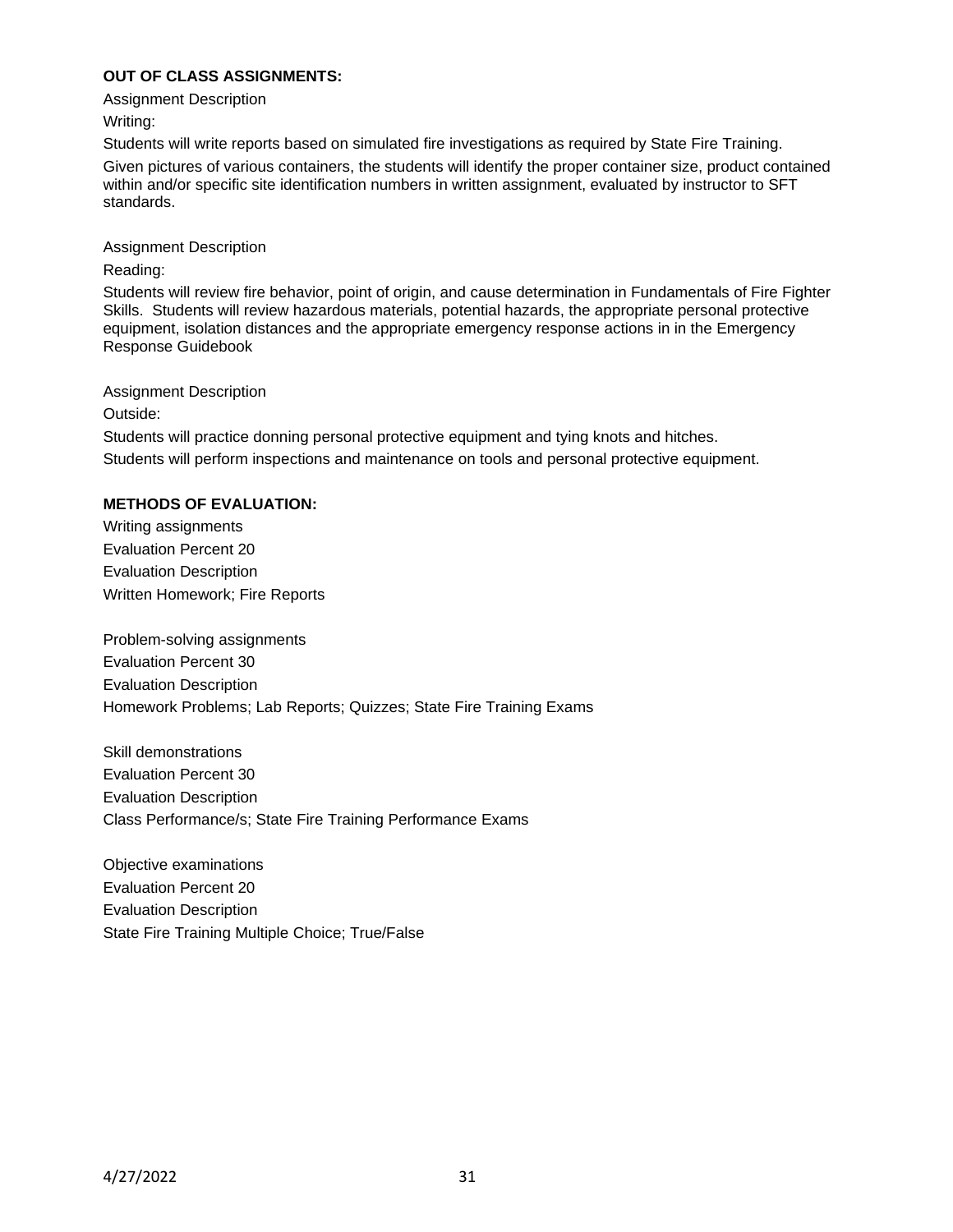**OUT OF CLASS ASSIGNMENTS:**

Assignment Description

Writing:

Students will write reports based on simulated fire investigations as required by State Fire Training.

Given pictures of various containers, the students will identify the proper container size, product contained within and/or specific site identification numbers in written assignment, evaluated by instructor to SFT standards.

Assignment Description

Reading:

Students will review fire behavior, point of origin, and cause determination in Fundamentals of Fire Fighter Skills. Students will review hazardous materials, potential hazards, the appropriate personal protective equipment, isolation distances and the appropriate emergency response actions in in the Emergency Response Guidebook

Assignment Description

Outside:

Students will practice donning personal protective equipment and tying knots and hitches.

Students will perform inspections and maintenance on tools and personal protective equipment.

**METHODS OF EVALUATION:**

Writing assignments

Evaluation Percent 20

Evaluation Description

Written Homework; Fire Reports

Problem-solving assignments

Evaluation Percent 30

Evaluation Description

Homework Problems; Lab Reports; Quizzes; State Fire Training Exams

Skill demonstrations

Evaluation Percent 30

Evaluation Description

Class Performance/s; State Fire Training Performance Exams

Objective examinations

Evaluation Percent 20

Evaluation Description

State Fire Training Multiple Choice; True/False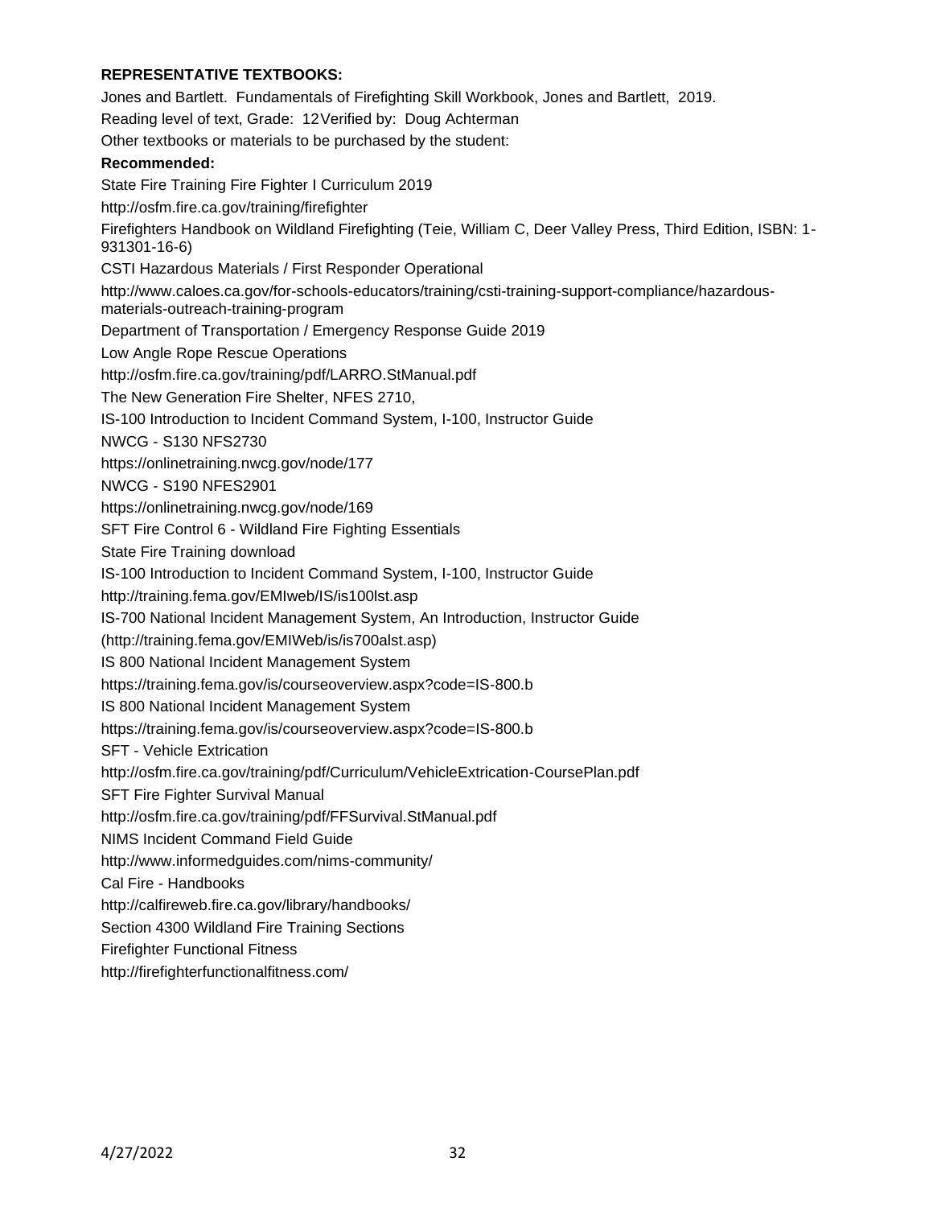**REPRESENTATIVE TEXTBOOKS:**

Jones and Bartlett. Fundamentals of Firefighting Skill Workbook, Jones and Bartlett, 2019.

Reading level of text, Grade: 12 Verified by: Doug Achterman

Other textbooks or materials to be purchased by the student:

**Recommended:**

State Fire Training Fire Fighter I Curriculum 2019

http://osfm.fire.ca.gov/training/firefighter

Firefighters Handbook on Wildland Firefighting (Teie, William C, Deer Valley Press, Third Edition, ISBN: 1-931301-16-6)

CSTI Hazardous Materials / First Responder Operational

http://www.caloes.ca.gov/for-schools-educators/training/csti-training-support-compliance/hazardous-materials-outreach-training-program

Department of Transportation / Emergency Response Guide 2019

Low Angle Rope Rescue Operations

http://osfm.fire.ca.gov/training/pdf/LARRO.StManual.pdf

The New Generation Fire Shelter, NFES 2710,

IS-100 Introduction to Incident Command System, I-100, Instructor Guide

NWCG - S130 NFS2730

https://onlinetraining.nwcg.gov/node/177

NWCG - S190 NFES2901

https://onlinetraining.nwcg.gov/node/169

SFT Fire Control 6 - Wildland Fire Fighting Essentials

State Fire Training download

IS-100 Introduction to Incident Command System, I-100, Instructor Guide

http://training.fema.gov/EMIweb/IS/is100lst.asp

IS-700 National Incident Management System, An Introduction, Instructor Guide

(http://training.fema.gov/EMIWeb/is/is700alst.asp)

IS 800 National Incident Management System

https://training.fema.gov/is/courseoverview.aspx?code=IS-800.b

IS 800 National Incident Management System

https://training.fema.gov/is/courseoverview.aspx?code=IS-800.b

SFT - Vehicle Extrication

http://osfm.fire.ca.gov/training/pdf/Curriculum/VehicleExtrication-CoursePlan.pdf

SFT Fire Fighter Survival Manual

http://osfm.fire.ca.gov/training/pdf/FFSurvival.StManual.pdf

NIMS Incident Command Field Guide

http://www.informedguides.com/nims-community/

Cal Fire - Handbooks

http://calfireweb.fire.ca.gov/library/handbooks/

Section 4300 Wildland Fire Training Sections

Firefighter Functional Fitness

http://firefighterfunctionalfitness.com/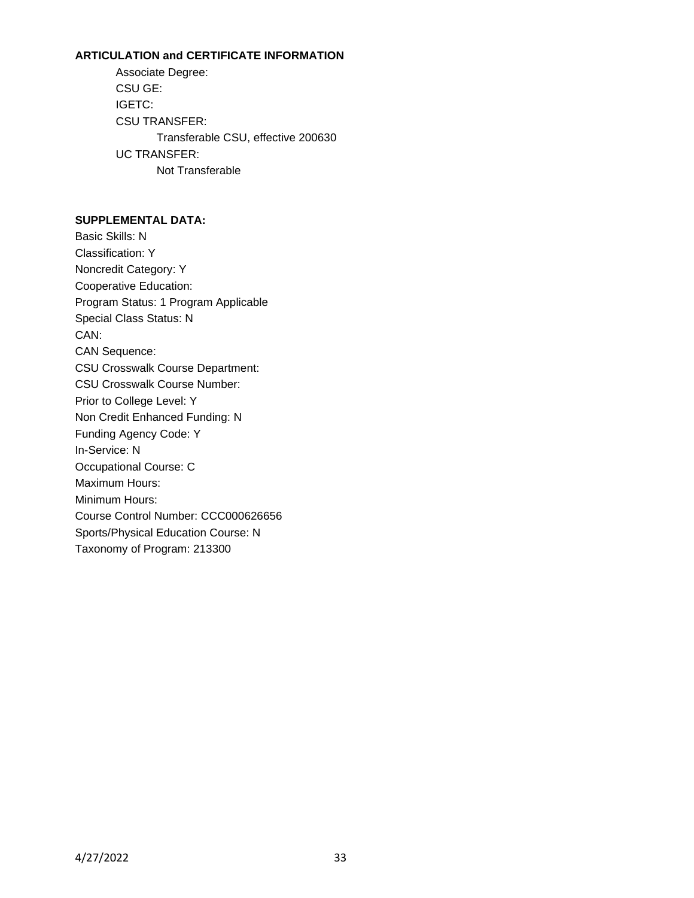**ARTICULATION and CERTIFICATE INFORMATION**

Associate Degree:

CSU GE:

IGETC:

CSU TRANSFER:

Transferable CSU, effective 200630

UC TRANSFER:

Not Transferable

**SUPPLEMENTAL DATA:**

Basic Skills: N

Classification: Y

Noncredit Category: Y

Cooperative Education:

Program Status: 1 Program Applicable

Special Class Status: N

CAN:

CAN Sequence:

CSU Crosswalk Course Department:

CSU Crosswalk Course Number:

Prior to College Level: Y

Non Credit Enhanced Funding: N

Funding Agency Code: Y

In-Service: N

Occupational Course: C

Maximum Hours:

Minimum Hours:

Course Control Number: CCC000626656

Sports/Physical Education Course: N

Taxonomy of Program: 213300